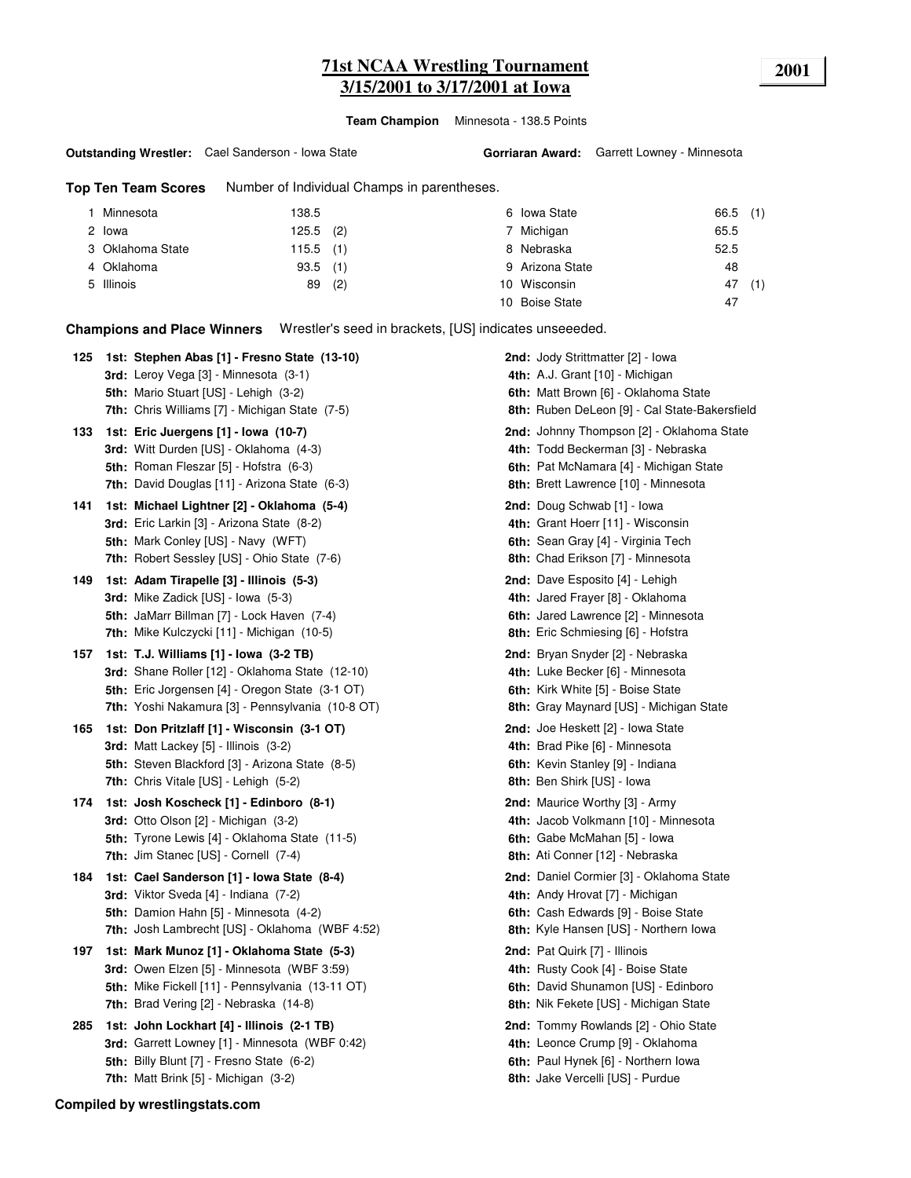# 71st NCAA Wrestling Tournament
## 3/15/2001 to 3/17/2001 at Iowa

**2001**

**Team Champion** Minnesota - 138.5 Points

**Outstanding Wrestler:** Cael Sanderson - Iowa State

**Gorriaran Award:** Garrett Lowney - Minnesota

**Top Ten Team Scores** Number of Individual Champs in parentheses.

| Rank | Team | Points | Champs |
|---|---|---|---|
| 1 | Minnesota | 138.5 | |
| 2 | Iowa | 125.5 | (2) |
| 3 | Oklahoma State | 115.5 | (1) |
| 4 | Oklahoma | 93.5 | (1) |
| 5 | Illinois | 89 | (2) |
| 6 | Iowa State | 66.5 | (1) |
| 7 | Michigan | 65.5 | |
| 8 | Nebraska | 52.5 | |
| 9 | Arizona State | 48 | |
| 10 | Wisconsin | 47 | (1) |
| 10 | Boise State | 47 | |

**Champions and Place Winners** Wrestler's seed in brackets, [US] indicates unseeeded.

**125**
- **1st: Stephen Abas [1] - Fresno State (13-10)**
- **2nd:** Jody Strittmatter [2] - Iowa
- **3rd:** Leroy Vega [3] - Minnesota (3-1)
- **4th:** A.J. Grant [10] - Michigan
- **5th:** Mario Stuart [US] - Lehigh (3-2)
- **6th:** Matt Brown [6] - Oklahoma State
- **7th:** Chris Williams [7] - Michigan State (7-5)
- **8th:** Ruben DeLeon [9] - Cal State-Bakersfield

**133**
- **1st: Eric Juergens [1] - Iowa (10-7)**
- **2nd:** Johnny Thompson [2] - Oklahoma State
- **3rd:** Witt Durden [US] - Oklahoma (4-3)
- **4th:** Todd Beckerman [3] - Nebraska
- **5th:** Roman Fleszar [5] - Hofstra (6-3)
- **6th:** Pat McNamara [4] - Michigan State
- **7th:** David Douglas [11] - Arizona State (6-3)
- **8th:** Brett Lawrence [10] - Minnesota

**141**
- **1st: Michael Lightner [2] - Oklahoma (5-4)**
- **2nd:** Doug Schwab [1] - Iowa
- **3rd:** Eric Larkin [3] - Arizona State (8-2)
- **4th:** Grant Hoerr [11] - Wisconsin
- **5th:** Mark Conley [US] - Navy (WFT)
- **6th:** Sean Gray [4] - Virginia Tech
- **7th:** Robert Sessley [US] - Ohio State (7-6)
- **8th:** Chad Erikson [7] - Minnesota

**149**
- **1st: Adam Tirapelle [3] - Illinois (5-3)**
- **2nd:** Dave Esposito [4] - Lehigh
- **3rd:** Mike Zadick [US] - Iowa (5-3)
- **4th:** Jared Frayer [8] - Oklahoma
- **5th:** JaMarr Billman [7] - Lock Haven (7-4)
- **6th:** Jared Lawrence [2] - Minnesota
- **7th:** Mike Kulczycki [11] - Michigan (10-5)
- **8th:** Eric Schmiesing [6] - Hofstra

**157**
- **1st: T.J. Williams [1] - Iowa (3-2 TB)**
- **2nd:** Bryan Snyder [2] - Nebraska
- **3rd:** Shane Roller [12] - Oklahoma State (12-10)
- **4th:** Luke Becker [6] - Minnesota
- **5th:** Eric Jorgensen [4] - Oregon State (3-1 OT)
- **6th:** Kirk White [5] - Boise State
- **7th:** Yoshi Nakamura [3] - Pennsylvania (10-8 OT)
- **8th:** Gray Maynard [US] - Michigan State

**165**
- **1st: Don Pritzlaff [1] - Wisconsin (3-1 OT)**
- **2nd:** Joe Heskett [2] - Iowa State
- **3rd:** Matt Lackey [5] - Illinois (3-2)
- **4th:** Brad Pike [6] - Minnesota
- **5th:** Steven Blackford [3] - Arizona State (8-5)
- **6th:** Kevin Stanley [9] - Indiana
- **7th:** Chris Vitale [US] - Lehigh (5-2)
- **8th:** Ben Shirk [US] - Iowa

**174**
- **1st: Josh Koscheck [1] - Edinboro (8-1)**
- **2nd:** Maurice Worthy [3] - Army
- **3rd:** Otto Olson [2] - Michigan (3-2)
- **4th:** Jacob Volkmann [10] - Minnesota
- **5th:** Tyrone Lewis [4] - Oklahoma State (11-5)
- **6th:** Gabe McMahan [5] - Iowa
- **7th:** Jim Stanec [US] - Cornell (7-4)
- **8th:** Ati Conner [12] - Nebraska

**184**
- **1st: Cael Sanderson [1] - Iowa State (8-4)**
- **2nd:** Daniel Cormier [3] - Oklahoma State
- **3rd:** Viktor Sveda [4] - Indiana (7-2)
- **4th:** Andy Hrovat [7] - Michigan
- **5th:** Damion Hahn [5] - Minnesota (4-2)
- **6th:** Cash Edwards [9] - Boise State
- **7th:** Josh Lambrecht [US] - Oklahoma (WBF 4:52)
- **8th:** Kyle Hansen [US] - Northern Iowa

**197**
- **1st: Mark Munoz [1] - Oklahoma State (5-3)**
- **2nd:** Pat Quirk [7] - Illinois
- **3rd:** Owen Elzen [5] - Minnesota (WBF 3:59)
- **4th:** Rusty Cook [4] - Boise State
- **5th:** Mike Fickell [11] - Pennsylvania (13-11 OT)
- **6th:** David Shunamon [US] - Edinboro
- **7th:** Brad Vering [2] - Nebraska (14-8)
- **8th:** Nik Fekete [US] - Michigan State

**285**
- **1st: John Lockhart [4] - Illinois (2-1 TB)**
- **2nd:** Tommy Rowlands [2] - Ohio State
- **3rd:** Garrett Lowney [1] - Minnesota (WBF 0:42)
- **4th:** Leonce Crump [9] - Oklahoma
- **5th:** Billy Blunt [7] - Fresno State (6-2)
- **6th:** Paul Hynek [6] - Northern Iowa
- **7th:** Matt Brink [5] - Michigan (3-2)
- **8th:** Jake Vercelli [US] - Purdue

**Compiled by wrestlingstats.com**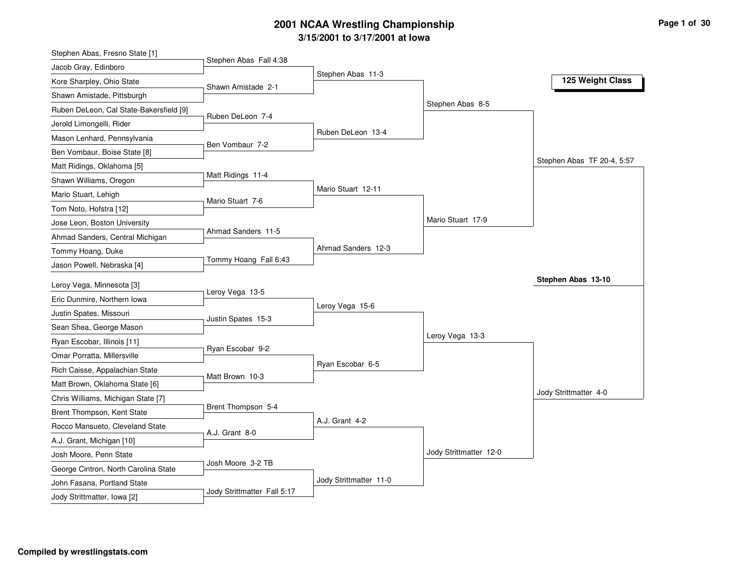# 2001 NCAA Wrestling Championship

## 3/15/2001 to 3/17/2001 at Iowa

### 125 Weight Class

**First Round**

- Stephen Abas, Fresno State [1] vs. Jacob Gray, Edinboro — Stephen Abas Fall 4:38
- Kore Sharpley, Ohio State vs. Shawn Amistade, Pittsburgh — Shawn Amistade 2-1
- Ruben DeLeon, Cal State-Bakersfield [9] vs. Jerold Limongelli, Rider — Ruben DeLeon 7-4
- Mason Lenhard, Pennsylvania vs. Ben Vombaur, Boise State [8] — Ben Vombaur 7-2
- Matt Ridings, Oklahoma [5] vs. Shawn Williams, Oregon — Matt Ridings 11-4
- Mario Stuart, Lehigh vs. Tom Noto, Hofstra [12] — Mario Stuart 7-6
- Jose Leon, Boston University vs. Ahmad Sanders, Central Michigan — Ahmad Sanders 11-5
- Tommy Hoang, Duke vs. Jason Powell, Nebraska [4] — Tommy Hoang Fall 6:43
- Leroy Vega, Minnesota [3] vs. Eric Dunmire, Northern Iowa — Leroy Vega 13-5
- Justin Spates, Missouri vs. Sean Shea, George Mason — Justin Spates 15-3
- Ryan Escobar, Illinois [11] vs. Omar Porratta, Millersville — Ryan Escobar 9-2
- Rich Caisse, Appalachian State vs. Matt Brown, Oklahoma State [6] — Matt Brown 10-3
- Chris Williams, Michigan State [7] vs. Brent Thompson, Kent State — Brent Thompson 5-4
- Rocco Mansueto, Cleveland State vs. A.J. Grant, Michigan [10] — A.J. Grant 8-0
- Josh Moore, Penn State vs. George Cintron, North Carolina State — Josh Moore 3-2 TB
- John Fasana, Portland State vs. Jody Strittmatter, Iowa [2] — Jody Strittmatter Fall 5:17

**Second Round**

- Stephen Abas 11-3
- Ruben DeLeon 13-4
- Mario Stuart 12-11
- Ahmad Sanders 12-3
- Leroy Vega 15-6
- Ryan Escobar 6-5
- A.J. Grant 4-2
- Jody Strittmatter 11-0

**Quarterfinals**

- Stephen Abas 8-5
- Mario Stuart 17-9
- Leroy Vega 13-3
- Jody Strittmatter 12-0

**Semifinals**

- Stephen Abas TF 20-4, 5:57
- Jody Strittmatter 4-0

**Final**

- **Stephen Abas 13-10**

Compiled by wrestlingstats.com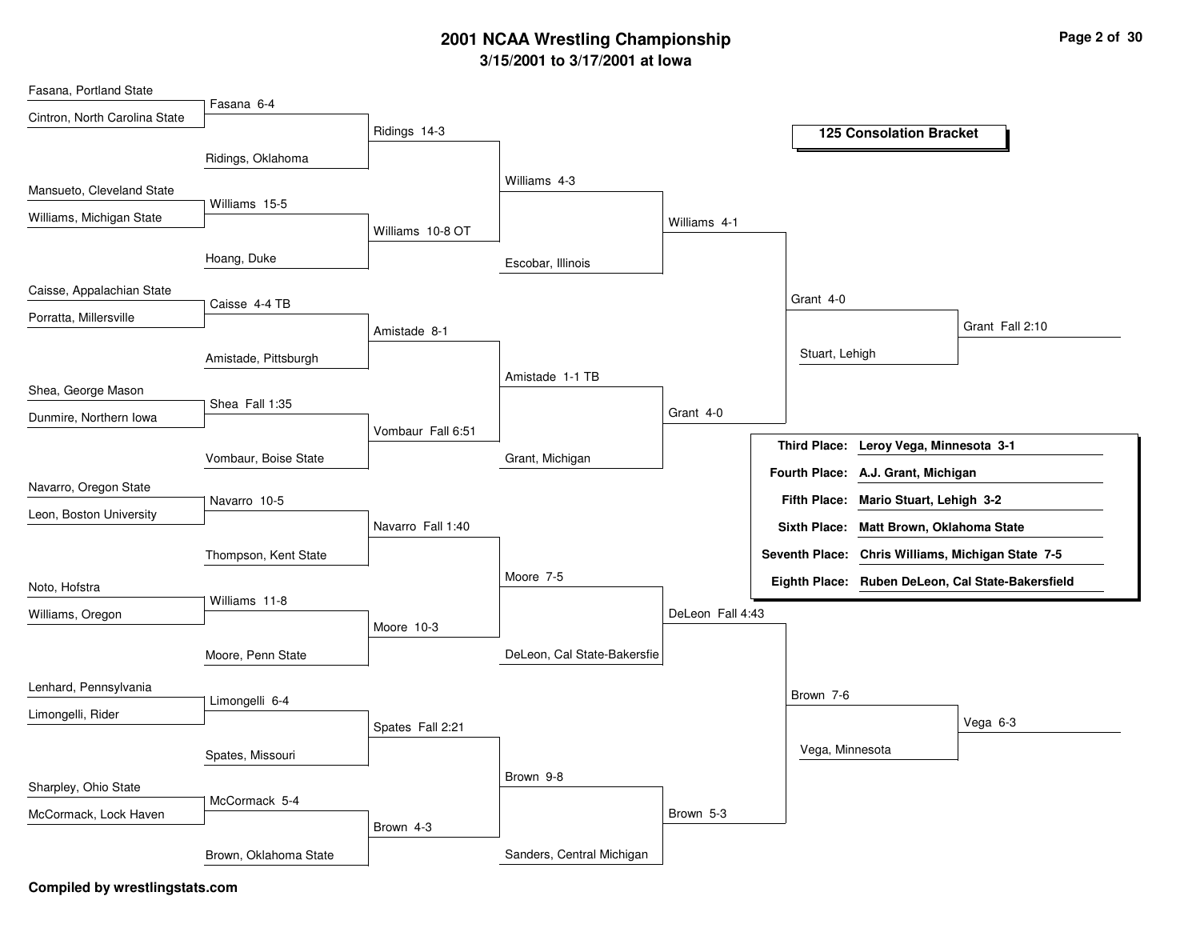# 2001 NCAA Wrestling Championship

### 3/15/2001 to 3/17/2001 at Iowa

## 125 Consolation Bracket

### First Round

| Wrestler 1 | Wrestler 2 | Result |
|---|---|---|
| Fasana, Portland State | Cintron, North Carolina State | Fasana 6-4 |
| Mansueto, Cleveland State | Williams, Michigan State | Williams 15-5 |
| Caisse, Appalachian State | Porratta, Millersville | Caisse 4-4 TB |
| Shea, George Mason | Dunmire, Northern Iowa | Shea Fall 1:35 |
| Navarro, Oregon State | Leon, Boston University | Navarro 10-5 |
| Noto, Hofstra | Williams, Oregon | Williams 11-8 |
| Lenhard, Pennsylvania | Limongelli, Rider | Limongelli 6-4 |
| Sharpley, Ohio State | McCormack, Lock Haven | McCormack 5-4 |

### Second Round

| Wrestler 1 | Wrestler 2 | Result |
|---|---|---|
| Fasana | Ridings, Oklahoma | Ridings 14-3 |
| Williams | Hoang, Duke | Williams 10-8 OT |
| Caisse | Amistade, Pittsburgh | Amistade 8-1 |
| Shea | Vombaur, Boise State | Vombaur Fall 6:51 |
| Navarro | Thompson, Kent State | Navarro Fall 1:40 |
| Williams | Moore, Penn State | Moore 10-3 |
| Limongelli | Spates, Missouri | Spates Fall 2:21 |
| McCormack | Brown, Oklahoma State | Brown 4-3 |

### Third Round

| Wrestler 1 | Wrestler 2 | Result |
|---|---|---|
| Ridings | Williams | Williams 4-3 |
| Amistade | Vombaur | Amistade 1-1 TB |
| Navarro | Moore | Moore 7-5 |
| Spates | Brown | Brown 9-8 |

### Fourth Round

| Wrestler 1 | Wrestler 2 | Result |
|---|---|---|
| Williams | Escobar, Illinois | Williams 4-1 |
| Amistade | Grant, Michigan | Grant 4-0 |
| Moore | DeLeon, Cal State-Bakersfie | DeLeon Fall 4:43 |
| Brown | Sanders, Central Michigan | Brown 5-3 |

### Fifth Round

| Wrestler 1 | Wrestler 2 | Result |
|---|---|---|
| Williams | Grant | Grant 4-0 |
| DeLeon | Brown | Brown 7-6 |

### Consolation Semifinals

| Wrestler 1 | Wrestler 2 | Result |
|---|---|---|
| Grant | Stuart, Lehigh | Grant Fall 2:10 |
| Brown | Vega, Minnesota | Vega 6-3 |

### Placings

| Place | Wrestler |
|---|---|
| Third Place: | Leroy Vega, Minnesota 3-1 |
| Fourth Place: | A.J. Grant, Michigan |
| Fifth Place: | Mario Stuart, Lehigh 3-2 |
| Sixth Place: | Matt Brown, Oklahoma State |
| Seventh Place: | Chris Williams, Michigan State 7-5 |
| Eighth Place: | Ruben DeLeon, Cal State-Bakersfield |

**Compiled by wrestlingstats.com**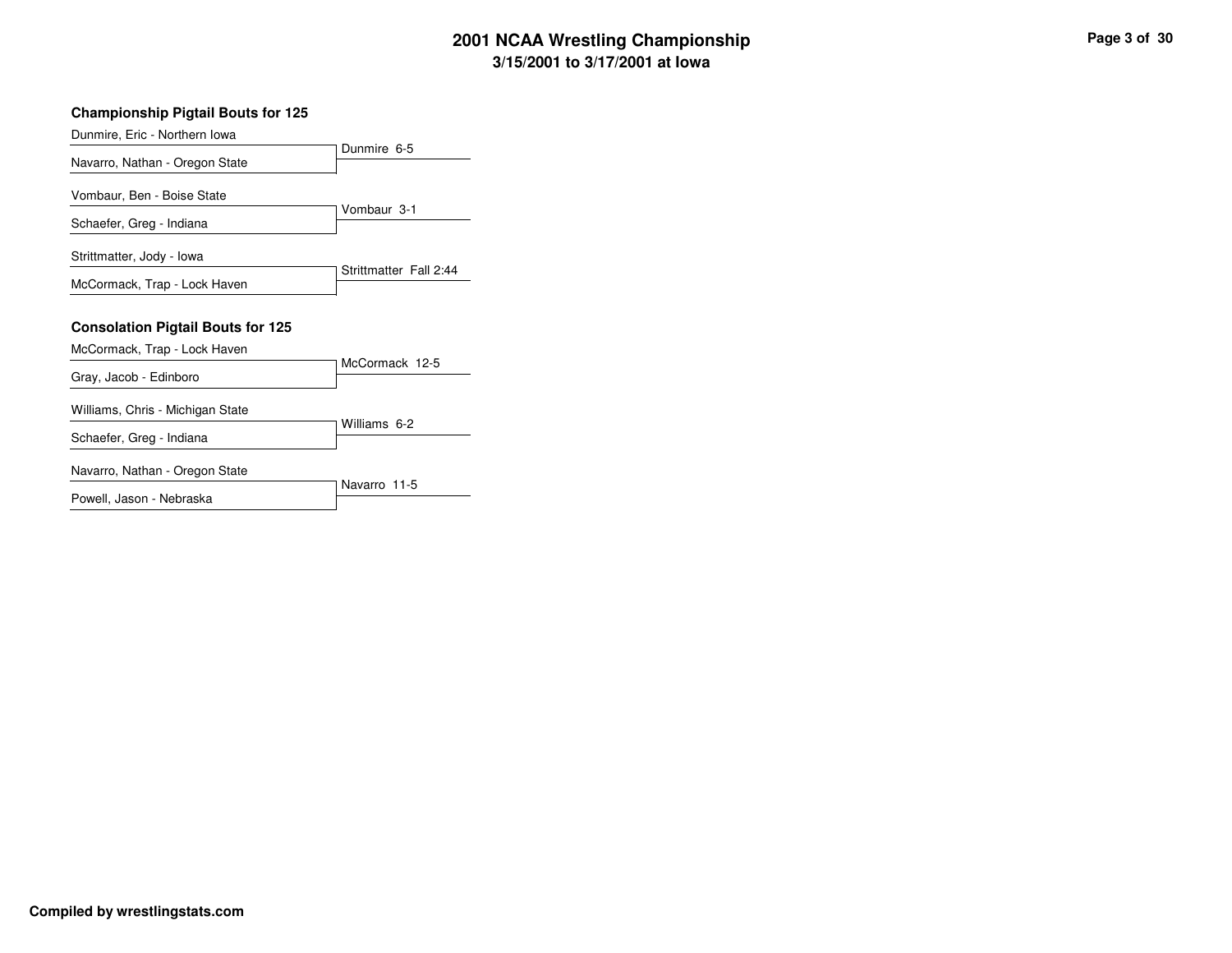# 2001 NCAA Wrestling Championship

## 3/15/2001 to 3/17/2001 at Iowa

### Championship Pigtail Bouts for 125

| Wrestler | Opponent | Result |
| --- | --- | --- |
| Dunmire, Eric - Northern Iowa | Navarro, Nathan - Oregon State | Dunmire 6-5 |
| Vombaur, Ben - Boise State | Schaefer, Greg - Indiana | Vombaur 3-1 |
| Strittmatter, Jody - Iowa | McCormack, Trap - Lock Haven | Strittmatter Fall 2:44 |

### Consolation Pigtail Bouts for 125

| Wrestler | Opponent | Result |
| --- | --- | --- |
| McCormack, Trap - Lock Haven | Gray, Jacob - Edinboro | McCormack 12-5 |
| Williams, Chris - Michigan State | Schaefer, Greg - Indiana | Williams 6-2 |
| Navarro, Nathan - Oregon State | Powell, Jason - Nebraska | Navarro 11-5 |

**Compiled by wrestlingstats.com**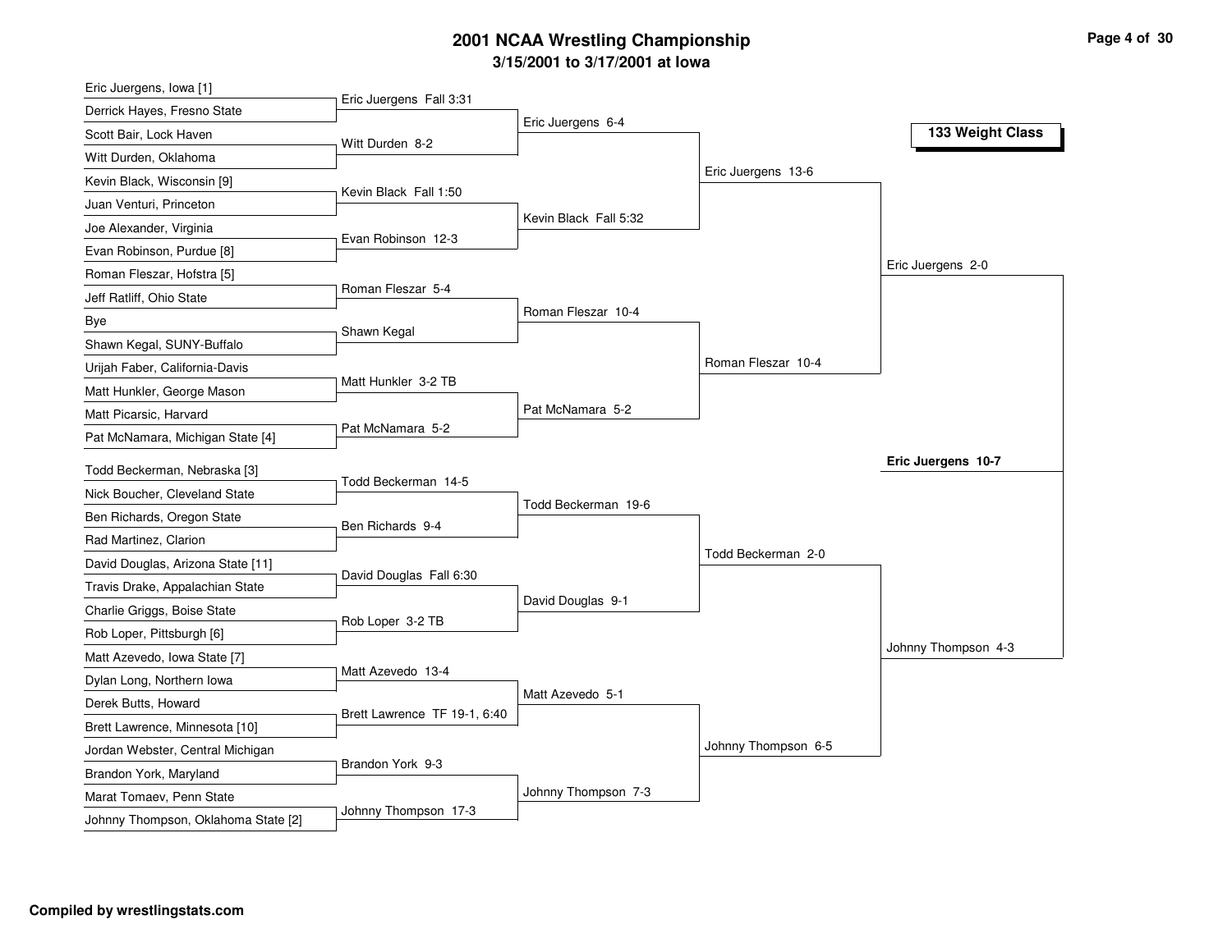# 2001 NCAA Wrestling Championship

## 3/15/2001 to 3/17/2001 at Iowa

### 133 Weight Class

**First Round**

- Eric Juergens, Iowa [1] vs. Derrick Hayes, Fresno State — Eric Juergens Fall 3:31
- Scott Bair, Lock Haven vs. Witt Durden, Oklahoma — Witt Durden 8-2
- Kevin Black, Wisconsin [9] vs. Juan Venturi, Princeton — Kevin Black Fall 1:50
- Joe Alexander, Virginia vs. Evan Robinson, Purdue [8] — Evan Robinson 12-3
- Roman Fleszar, Hofstra [5] vs. Jeff Ratliff, Ohio State — Roman Fleszar 5-4
- Bye vs. Shawn Kegal, SUNY-Buffalo — Shawn Kegal
- Urijah Faber, California-Davis vs. Matt Hunkler, George Mason — Matt Hunkler 3-2 TB
- Matt Picarsic, Harvard vs. Pat McNamara, Michigan State [4] — Pat McNamara 5-2
- Todd Beckerman, Nebraska [3] vs. Nick Boucher, Cleveland State — Todd Beckerman 14-5
- Ben Richards, Oregon State vs. Rad Martinez, Clarion — Ben Richards 9-4
- David Douglas, Arizona State [11] vs. Travis Drake, Appalachian State — David Douglas Fall 6:30
- Charlie Griggs, Boise State vs. Rob Loper, Pittsburgh [6] — Rob Loper 3-2 TB
- Matt Azevedo, Iowa State [7] vs. Dylan Long, Northern Iowa — Matt Azevedo 13-4
- Derek Butts, Howard vs. Brett Lawrence, Minnesota [10] — Brett Lawrence TF 19-1, 6:40
- Jordan Webster, Central Michigan vs. Brandon York, Maryland — Brandon York 9-3
- Marat Tomaev, Penn State vs. Johnny Thompson, Oklahoma State [2] — Johnny Thompson 17-3

**Second Round**

- Eric Juergens 6-4
- Kevin Black Fall 5:32
- Roman Fleszar 10-4
- Pat McNamara 5-2
- Todd Beckerman 19-6
- David Douglas 9-1
- Matt Azevedo 5-1
- Johnny Thompson 7-3

**Quarterfinals**

- Eric Juergens 13-6
- Roman Fleszar 10-4
- Todd Beckerman 2-0
- Johnny Thompson 6-5

**Semifinals**

- Eric Juergens 2-0
- Johnny Thompson 4-3

**Final**

- **Eric Juergens 10-7**

**Compiled by wrestlingstats.com**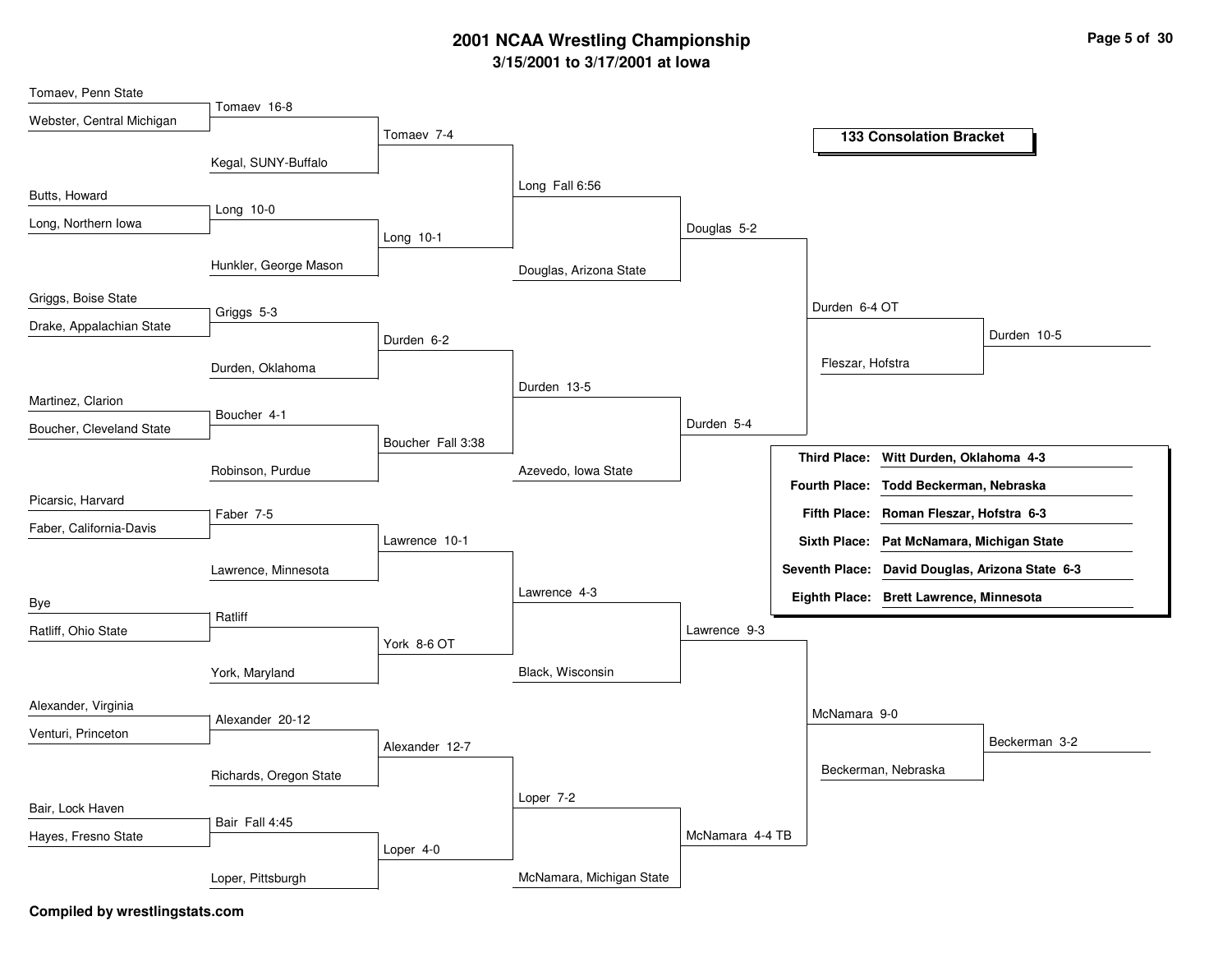# 2001 NCAA Wrestling Championship

## 3/15/2001 to 3/17/2001 at Iowa

### 133 Consolation Bracket

**Round 1**

- Tomaev, Penn State vs Webster, Central Michigan — Tomaev 16-8
- Butts, Howard vs Long, Northern Iowa — Long 10-0
- Griggs, Boise State vs Drake, Appalachian State — Griggs 5-3
- Martinez, Clarion vs Boucher, Cleveland State — Boucher 4-1
- Picarsic, Harvard vs Faber, California-Davis — Faber 7-5
- Bye vs Ratliff, Ohio State — Ratliff
- Alexander, Virginia vs Venturi, Princeton — Alexander 20-12
- Bair, Lock Haven vs Hayes, Fresno State — Bair Fall 4:45

**Round 2**

- Tomaev vs Kegal, SUNY-Buffalo — Tomaev 7-4
- Long vs Hunkler, George Mason — Long 10-1
- Griggs vs Durden, Oklahoma — Durden 6-2
- Boucher vs Robinson, Purdue — Boucher Fall 3:38
- Faber vs Lawrence, Minnesota — Lawrence 10-1
- Ratliff vs York, Maryland — York 8-6 OT
- Alexander vs Richards, Oregon State — Alexander 12-7
- Bair vs Loper, Pittsburgh — Loper 4-0

**Round 3**

- Tomaev vs Long — Long Fall 6:56
- Durden vs Boucher — Durden 13-5
- Lawrence vs York — Lawrence 4-3
- Alexander vs Loper — Loper 7-2

**Round 4**

- Long vs Douglas, Arizona State — Douglas 5-2
- Durden vs Azevedo, Iowa State — Durden 5-4
- Lawrence vs Black, Wisconsin — Lawrence 9-3
- Loper vs McNamara, Michigan State — McNamara 4-4 TB

**Round 5**

- Douglas vs Durden — Durden 6-4 OT
- Lawrence vs McNamara — McNamara 9-0

**Round 6**

- Durden vs Fleszar, Hofstra — Durden 10-5
- McNamara vs Beckerman, Nebraska — Beckerman 3-2

| Place | Result |
|---|---|
| **Third Place:** | **Witt Durden, Oklahoma 4-3** |
| **Fourth Place:** | **Todd Beckerman, Nebraska** |
| **Fifth Place:** | **Roman Fleszar, Hofstra 6-3** |
| **Sixth Place:** | **Pat McNamara, Michigan State** |
| **Seventh Place:** | **David Douglas, Arizona State 6-3** |
| **Eighth Place:** | **Brett Lawrence, Minnesota** |

**Compiled by wrestlingstats.com**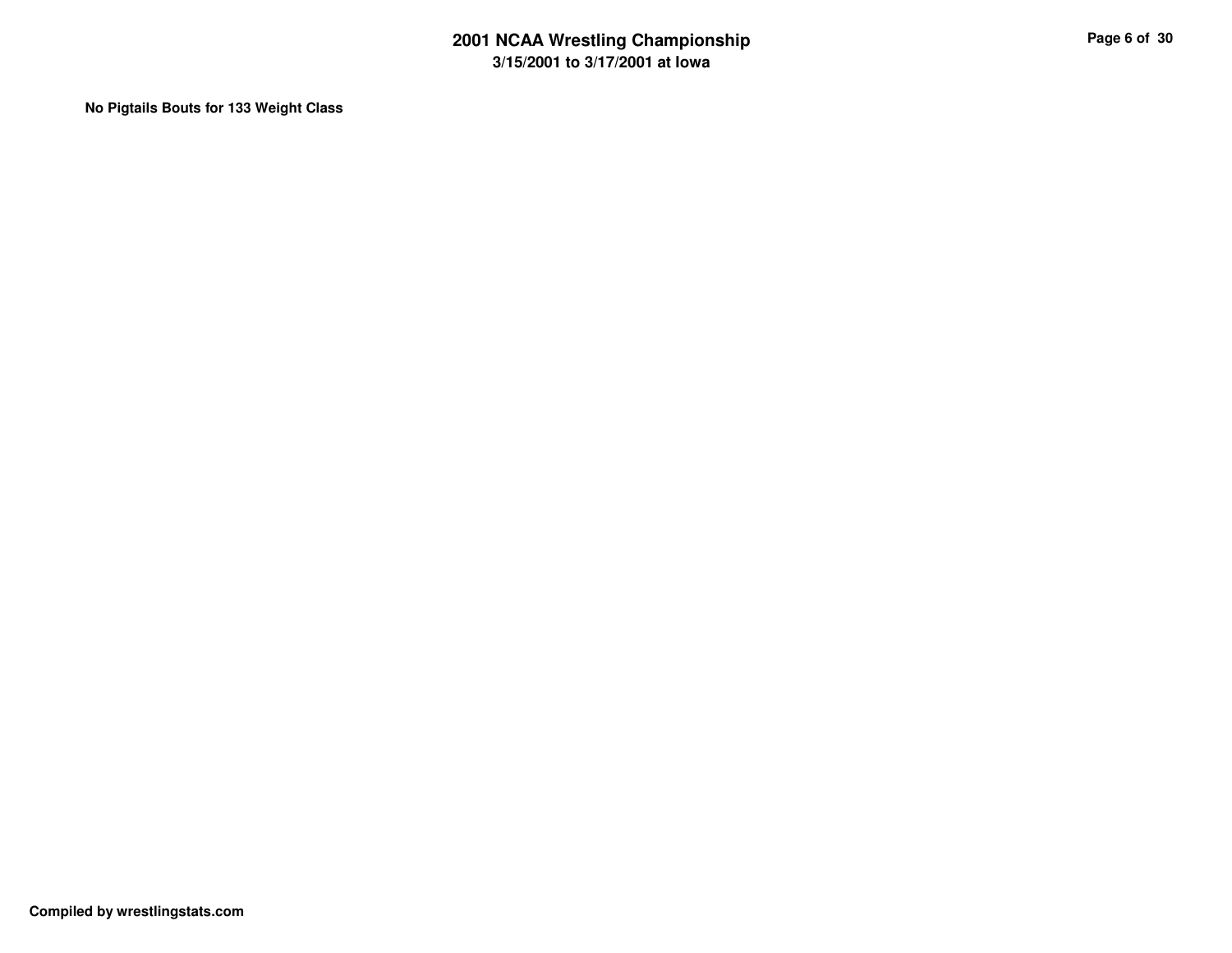**No Pigtails Bouts for 133 Weight Class**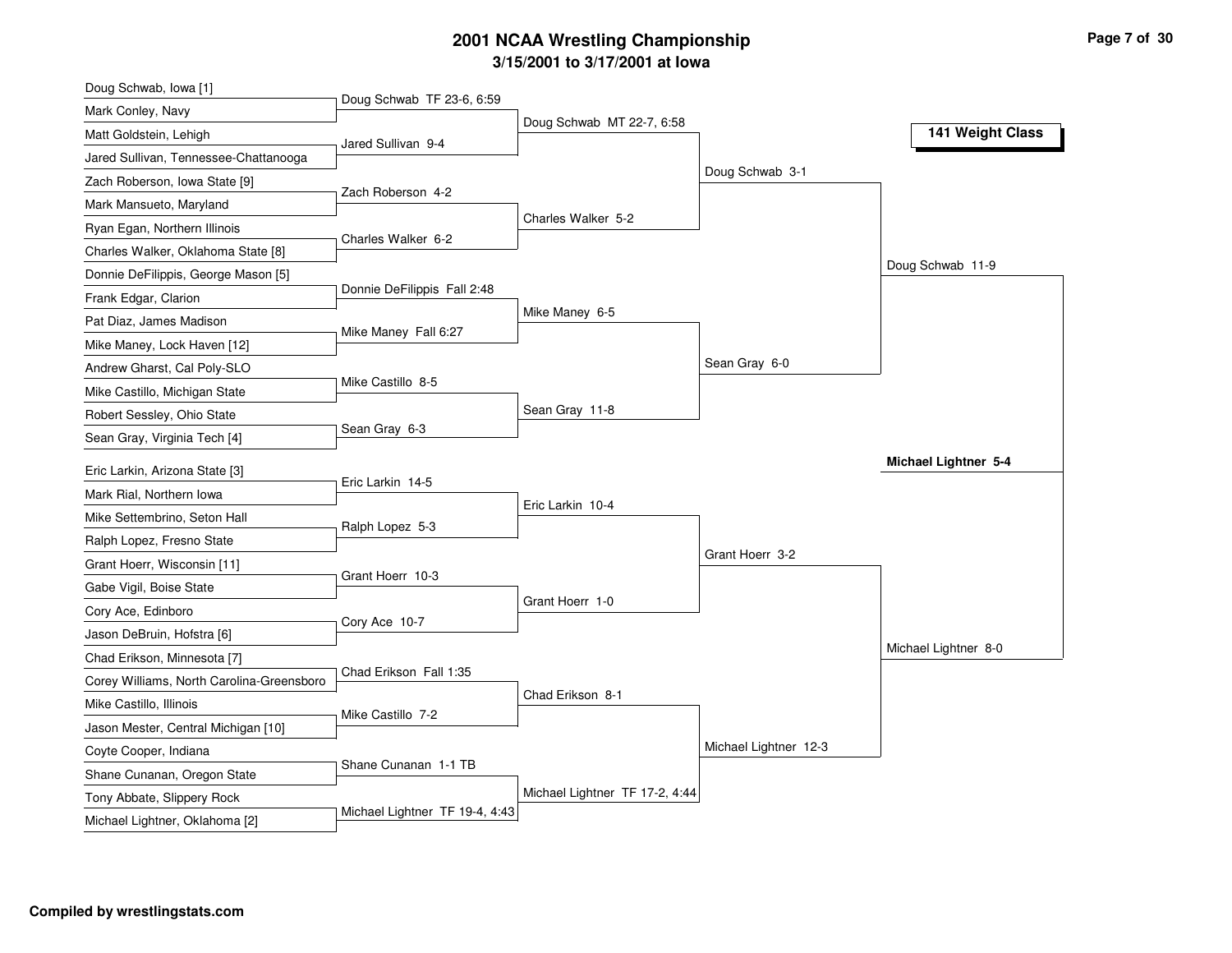# 2001 NCAA Wrestling Championship

## 3/15/2001 to 3/17/2001 at Iowa

### 141 Weight Class

**First Round**

| Wrestler 1 | Wrestler 2 | Result |
|---|---|---|
| Doug Schwab, Iowa [1] | Mark Conley, Navy | Doug Schwab TF 23-6, 6:59 |
| Matt Goldstein, Lehigh | Jared Sullivan, Tennessee-Chattanooga | Jared Sullivan 9-4 |
| Zach Roberson, Iowa State [9] | Mark Mansueto, Maryland | Zach Roberson 4-2 |
| Ryan Egan, Northern Illinois | Charles Walker, Oklahoma State [8] | Charles Walker 6-2 |
| Donnie DeFilippis, George Mason [5] | Frank Edgar, Clarion | Donnie DeFilippis Fall 2:48 |
| Pat Diaz, James Madison | Mike Maney, Lock Haven [12] | Mike Maney Fall 6:27 |
| Andrew Gharst, Cal Poly-SLO | Mike Castillo, Michigan State | Mike Castillo 8-5 |
| Robert Sessley, Ohio State | Sean Gray, Virginia Tech [4] | Sean Gray 6-3 |
| Eric Larkin, Arizona State [3] | Mark Rial, Northern Iowa | Eric Larkin 14-5 |
| Mike Settembrino, Seton Hall | Ralph Lopez, Fresno State | Ralph Lopez 5-3 |
| Grant Hoerr, Wisconsin [11] | Gabe Vigil, Boise State | Grant Hoerr 10-3 |
| Cory Ace, Edinboro | Jason DeBruin, Hofstra [6] | Cory Ace 10-7 |
| Chad Erikson, Minnesota [7] | Corey Williams, North Carolina-Greensboro | Chad Erikson Fall 1:35 |
| Mike Castillo, Illinois | Jason Mester, Central Michigan [10] | Mike Castillo 7-2 |
| Coyte Cooper, Indiana | Shane Cunanan, Oregon State | Shane Cunanan 1-1 TB |
| Tony Abbate, Slippery Rock | Michael Lightner, Oklahoma [2] | Michael Lightner TF 19-4, 4:43 |

**Second Round**

- Doug Schwab MT 22-7, 6:58
- Charles Walker 5-2
- Mike Maney 6-5
- Sean Gray 11-8
- Eric Larkin 10-4
- Grant Hoerr 1-0
- Chad Erikson 8-1
- Michael Lightner TF 17-2, 4:44

**Quarterfinals**

- Doug Schwab 3-1
- Sean Gray 6-0
- Grant Hoerr 3-2
- Michael Lightner 12-3

**Semifinals**

- Doug Schwab 11-9
- Michael Lightner 8-0

**Final**

- **Michael Lightner 5-4**

Compiled by wrestlingstats.com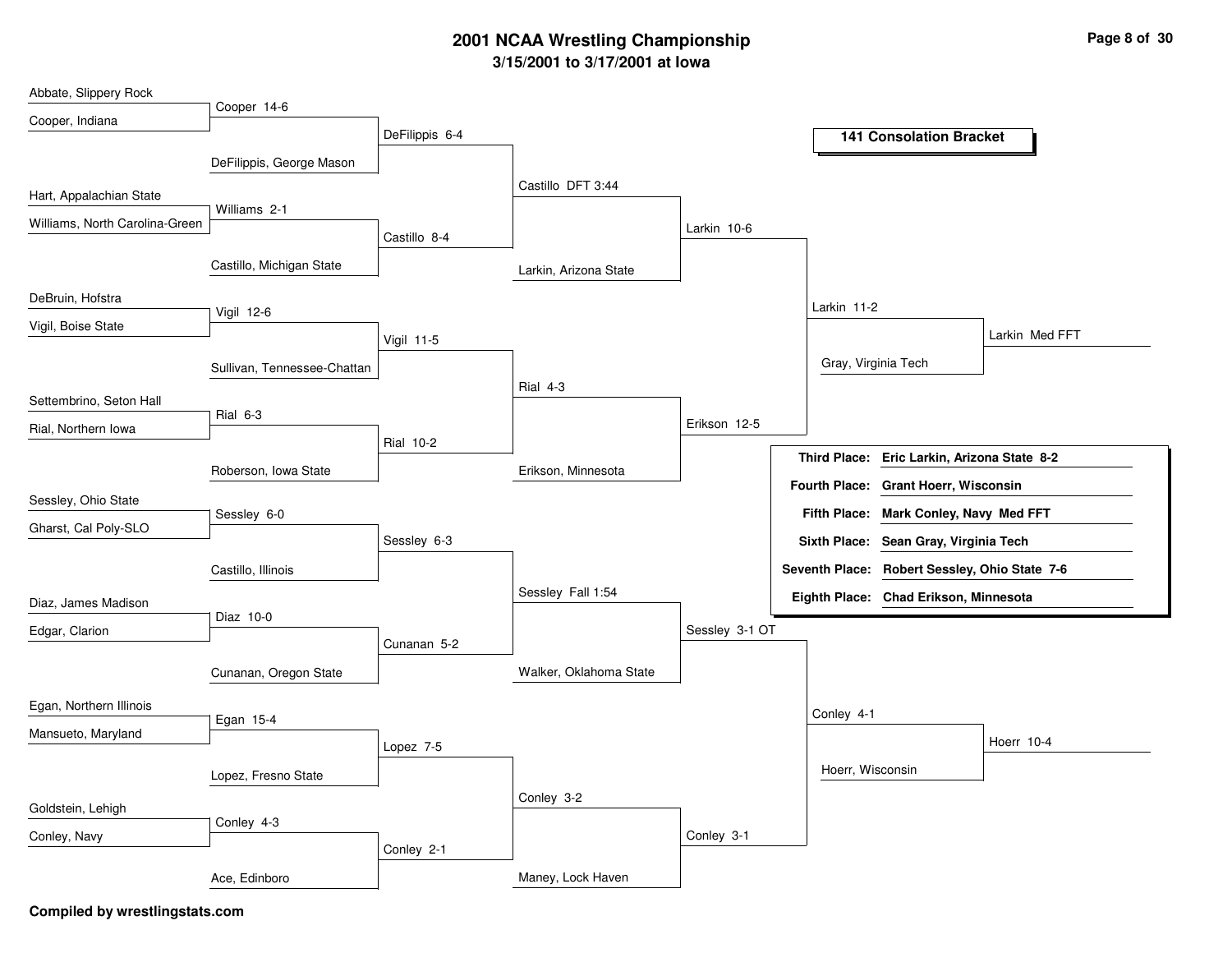# 2001 NCAA Wrestling Championship

## 3/15/2001 to 3/17/2001 at Iowa

### 141 Consolation Bracket

**Round 1**

| Matchup | Winner |
| --- | --- |
| Abbate, Slippery Rock vs. Cooper, Indiana | Cooper 14-6 |
| Hart, Appalachian State vs. Williams, North Carolina-Green | Williams 2-1 |
| DeBruin, Hofstra vs. Vigil, Boise State | Vigil 12-6 |
| Settembrino, Seton Hall vs. Rial, Northern Iowa | Rial 6-3 |
| Sessley, Ohio State vs. Gharst, Cal Poly-SLO | Sessley 6-0 |
| Diaz, James Madison vs. Edgar, Clarion | Diaz 10-0 |
| Egan, Northern Illinois vs. Mansueto, Maryland | Egan 15-4 |
| Goldstein, Lehigh vs. Conley, Navy | Conley 4-3 |

**Round 2**

| Matchup | Winner |
| --- | --- |
| Cooper vs. DeFilippis, George Mason | DeFilippis 6-4 |
| Williams vs. Castillo, Michigan State | Castillo 8-4 |
| Vigil vs. Sullivan, Tennessee-Chattan | Vigil 11-5 |
| Rial vs. Roberson, Iowa State | Rial 10-2 |
| Sessley vs. Castillo, Illinois | Sessley 6-3 |
| Diaz vs. Cunanan, Oregon State | Cunanan 5-2 |
| Egan vs. Lopez, Fresno State | Lopez 7-5 |
| Conley vs. Ace, Edinboro | Conley 2-1 |

**Round 3**

| Matchup | Winner |
| --- | --- |
| DeFilippis vs. Castillo | Castillo DFT 3:44 |
| Vigil vs. Rial | Rial 4-3 |
| Sessley vs. Cunanan | Sessley Fall 1:54 |
| Lopez vs. Conley | Conley 3-2 |

**Round 4**

| Matchup | Winner |
| --- | --- |
| Castillo vs. Larkin, Arizona State | Larkin 10-6 |
| Rial vs. Erikson, Minnesota | Erikson 12-5 |
| Sessley vs. Walker, Oklahoma State | Sessley 3-1 OT |
| Conley vs. Maney, Lock Haven | Conley 3-1 |

**Round 5**

| Matchup | Winner |
| --- | --- |
| Larkin vs. Erikson | Larkin 11-2 |
| Sessley vs. Conley | Conley 4-1 |

**Round 6**

| Matchup | Winner |
| --- | --- |
| Larkin vs. Gray, Virginia Tech | Larkin Med FFT |
| Conley vs. Hoerr, Wisconsin | Hoerr 10-4 |

| Place | Wrestler |
| --- | --- |
| Third Place: | Eric Larkin, Arizona State 8-2 |
| Fourth Place: | Grant Hoerr, Wisconsin |
| Fifth Place: | Mark Conley, Navy Med FFT |
| Sixth Place: | Sean Gray, Virginia Tech |
| Seventh Place: | Robert Sessley, Ohio State 7-6 |
| Eighth Place: | Chad Erikson, Minnesota |

**Compiled by wrestlingstats.com**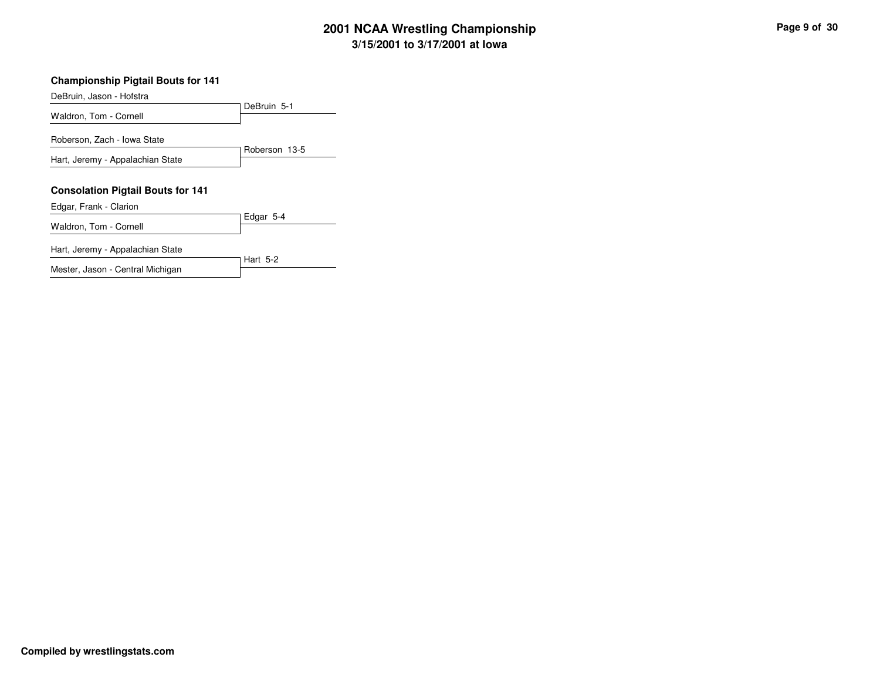## Championship Pigtail Bouts for 141

| Wrestlers | Result |
| --- | --- |
| DeBruin, Jason - Hofstra | DeBruin 5-1 |
| Waldron, Tom - Cornell | |
| Roberson, Zach - Iowa State | Roberson 13-5 |
| Hart, Jeremy - Appalachian State | |

## Consolation Pigtail Bouts for 141

| Wrestlers | Result |
| --- | --- |
| Edgar, Frank - Clarion | Edgar 5-4 |
| Waldron, Tom - Cornell | |
| Hart, Jeremy - Appalachian State | Hart 5-2 |
| Mester, Jason - Central Michigan | |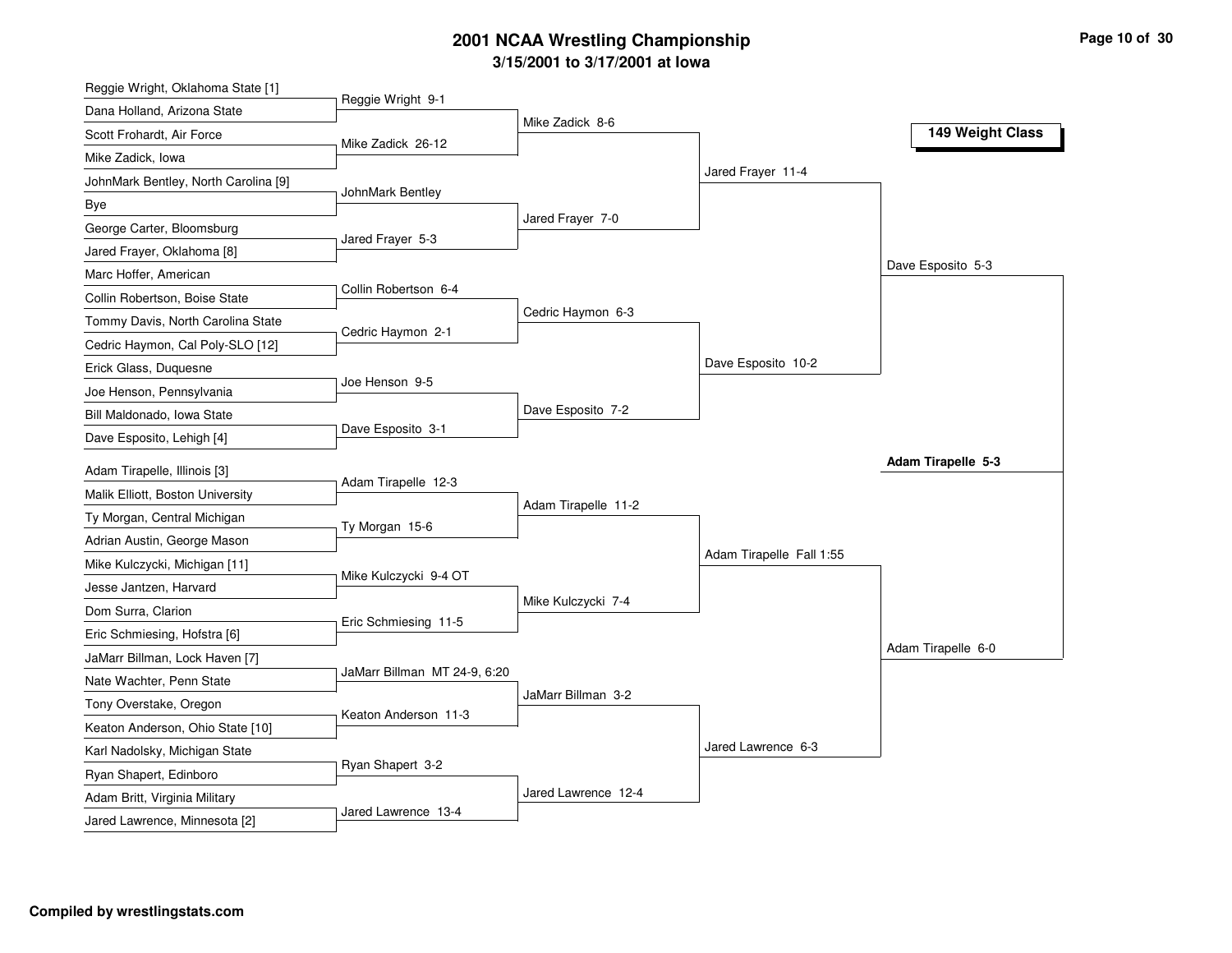# 2001 NCAA Wrestling Championship

## 3/15/2001 to 3/17/2001 at Iowa

### 149 Weight Class

**First Round**

- Reggie Wright, Oklahoma State [1] vs. Dana Holland, Arizona State — Reggie Wright 9-1
- Scott Frohardt, Air Force vs. Mike Zadick, Iowa — Mike Zadick 26-12
- JohnMark Bentley, North Carolina [9] vs. Bye — JohnMark Bentley
- George Carter, Bloomsburg vs. Jared Frayer, Oklahoma [8] — Jared Frayer 5-3
- Marc Hoffer, American vs. Collin Robertson, Boise State — Collin Robertson 6-4
- Tommy Davis, North Carolina State vs. Cedric Haymon, Cal Poly-SLO [12] — Cedric Haymon 2-1
- Erick Glass, Duquesne vs. Joe Henson, Pennsylvania — Joe Henson 9-5
- Bill Maldonado, Iowa State vs. Dave Esposito, Lehigh [4] — Dave Esposito 3-1
- Adam Tirapelle, Illinois [3] vs. Malik Elliott, Boston University — Adam Tirapelle 12-3
- Ty Morgan, Central Michigan vs. Adrian Austin, George Mason — Ty Morgan 15-6
- Mike Kulczycki, Michigan [11] vs. Jesse Jantzen, Harvard — Mike Kulczycki 9-4 OT
- Dom Surra, Clarion vs. Eric Schmiesing, Hofstra [6] — Eric Schmiesing 11-5
- JaMarr Billman, Lock Haven [7] vs. Nate Wachter, Penn State — JaMarr Billman MT 24-9, 6:20
- Tony Overstake, Oregon vs. Keaton Anderson, Ohio State [10] — Keaton Anderson 11-3
- Karl Nadolsky, Michigan State vs. Ryan Shapert, Edinboro — Ryan Shapert 3-2
- Adam Britt, Virginia Military vs. Jared Lawrence, Minnesota [2] — Jared Lawrence 13-4

**Second Round**

- Mike Zadick 8-6
- Jared Frayer 7-0
- Cedric Haymon 6-3
- Dave Esposito 7-2
- Adam Tirapelle 11-2
- Mike Kulczycki 7-4
- JaMarr Billman 3-2
- Jared Lawrence 12-4

**Quarterfinals**

- Jared Frayer 11-4
- Dave Esposito 10-2
- Adam Tirapelle Fall 1:55
- Jared Lawrence 6-3

**Semifinals**

- Dave Esposito 5-3
- Adam Tirapelle 6-0

**Champion**

**Adam Tirapelle 5-3**

Compiled by wrestlingstats.com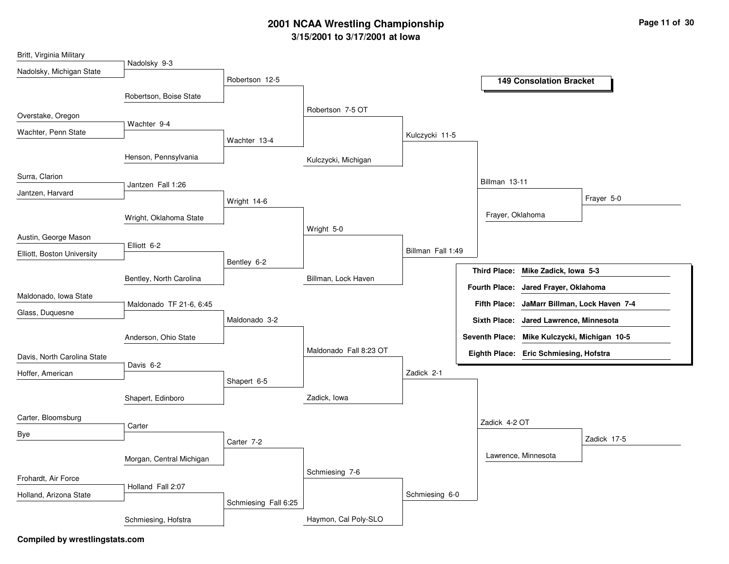# 2001 NCAA Wrestling Championship

## 3/15/2001 to 3/17/2001 at Iowa

### 149 Consolation Bracket

**Round 1 / Round 2**

| Wrestlers | Result |
|---|---|
| Britt, Virginia Military vs. Nadolsky, Michigan State | Nadolsky 9-3 |
| Overstake, Oregon vs. Wachter, Penn State | Wachter 9-4 |
| Surra, Clarion vs. Jantzen, Harvard | Jantzen Fall 1:26 |
| Austin, George Mason vs. Elliott, Boston University | Elliott 6-2 |
| Maldonado, Iowa State vs. Glass, Duquesne | Maldonado TF 21-6, 6:45 |
| Davis, North Carolina State vs. Hoffer, American | Davis 6-2 |
| Carter, Bloomsburg vs. Bye | Carter |
| Frohardt, Air Force vs. Holland, Arizona State | Holland Fall 2:07 |

**Round 3**

| Wrestlers | Result |
|---|---|
| Nadolsky vs. Robertson, Boise State | Robertson 12-5 |
| Wachter vs. Henson, Pennsylvania | Wachter 13-4 |
| Jantzen vs. Wright, Oklahoma State | Wright 14-6 |
| Elliott vs. Bentley, North Carolina | Bentley 6-2 |
| Maldonado vs. Anderson, Ohio State | Maldonado 3-2 |
| Davis vs. Shapert, Edinboro | Shapert 6-5 |
| Carter vs. Morgan, Central Michigan | Carter 7-2 |
| Holland vs. Schmiesing, Hofstra | Schmiesing Fall 6:25 |

**Round 4**

| Wrestlers | Result |
|---|---|
| Robertson vs. Wachter | Robertson 7-5 OT |
| Wright vs. Bentley | Wright 5-0 |
| Maldonado vs. Shapert | Maldonado Fall 8:23 OT |
| Carter vs. Schmiesing | Schmiesing 7-6 |

**Round 5**

| Wrestlers | Result |
|---|---|
| Robertson vs. Kulczycki, Michigan | Kulczycki 11-5 |
| Wright vs. Billman, Lock Haven | Billman Fall 1:49 |
| Maldonado vs. Zadick, Iowa | Zadick 2-1 |
| Schmiesing vs. Haymon, Cal Poly-SLO | Schmiesing 6-0 |

**Quarterfinals**

| Wrestlers | Result |
|---|---|
| Kulczycki vs. Billman | Billman 13-11 |
| Zadick vs. Schmiesing | Zadick 4-2 OT |

**Semifinals**

| Wrestlers | Result |
|---|---|
| Billman vs. Frayer, Oklahoma | Frayer 5-0 |
| Zadick vs. Lawrence, Minnesota | Zadick 17-5 |

| Place | Wrestler |
|---|---|
| **Third Place:** | **Mike Zadick, Iowa 5-3** |
| **Fourth Place:** | **Jared Frayer, Oklahoma** |
| **Fifth Place:** | **JaMarr Billman, Lock Haven 7-4** |
| **Sixth Place:** | **Jared Lawrence, Minnesota** |
| **Seventh Place:** | **Mike Kulczycki, Michigan 10-5** |
| **Eighth Place:** | **Eric Schmiesing, Hofstra** |

**Compiled by wrestlingstats.com**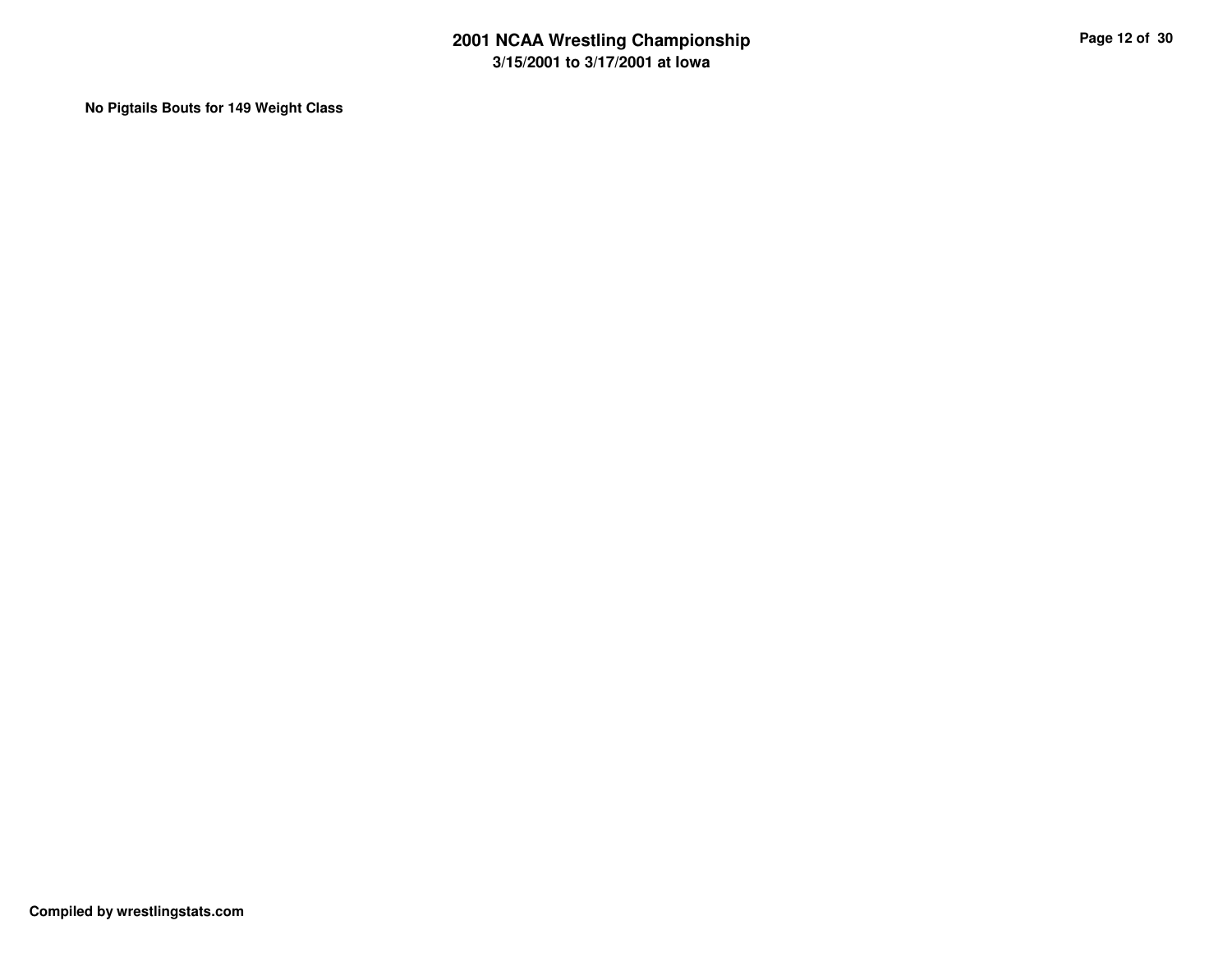**No Pigtails Bouts for 149 Weight Class**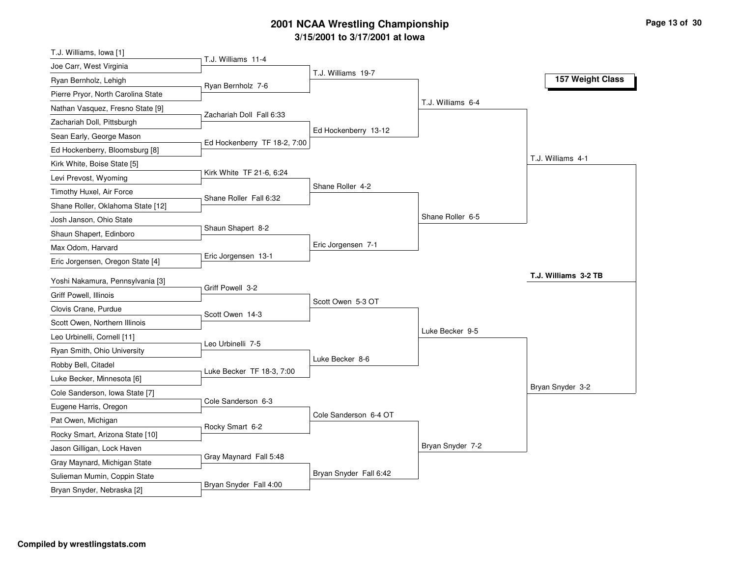# 2001 NCAA Wrestling Championship

## 3/15/2001 to 3/17/2001 at Iowa

### 157 Weight Class

**First Round**

| Wrestler 1 | Wrestler 2 | Result |
|---|---|---|
| T.J. Williams, Iowa [1] | Joe Carr, West Virginia | T.J. Williams 11-4 |
| Ryan Bernholz, Lehigh | Pierre Pryor, North Carolina State | Ryan Bernholz 7-6 |
| Nathan Vasquez, Fresno State [9] | Zachariah Doll, Pittsburgh | Zachariah Doll Fall 6:33 |
| Sean Early, George Mason | Ed Hockenberry, Bloomsburg [8] | Ed Hockenberry TF 18-2, 7:00 |
| Kirk White, Boise State [5] | Levi Prevost, Wyoming | Kirk White TF 21-6, 6:24 |
| Timothy Huxel, Air Force | Shane Roller, Oklahoma State [12] | Shane Roller Fall 6:32 |
| Josh Janson, Ohio State | Shaun Shapert, Edinboro | Shaun Shapert 8-2 |
| Max Odom, Harvard | Eric Jorgensen, Oregon State [4] | Eric Jorgensen 13-1 |
| Yoshi Nakamura, Pennsylvania [3] | Griff Powell, Illinois | Griff Powell 3-2 |
| Clovis Crane, Purdue | Scott Owen, Northern Illinois | Scott Owen 14-3 |
| Leo Urbinelli, Cornell [11] | Ryan Smith, Ohio University | Leo Urbinelli 7-5 |
| Robby Bell, Citadel | Luke Becker, Minnesota [6] | Luke Becker TF 18-3, 7:00 |
| Cole Sanderson, Iowa State [7] | Eugene Harris, Oregon | Cole Sanderson 6-3 |
| Pat Owen, Michigan | Rocky Smart, Arizona State [10] | Rocky Smart 6-2 |
| Jason Gilligan, Lock Haven | Gray Maynard, Michigan State | Gray Maynard Fall 5:48 |
| Sulieman Mumin, Coppin State | Bryan Snyder, Nebraska [2] | Bryan Snyder Fall 4:00 |

**Second Round**

- T.J. Williams 19-7
- Ed Hockenberry 13-12
- Shane Roller 4-2
- Eric Jorgensen 7-1
- Scott Owen 5-3 OT
- Luke Becker 8-6
- Cole Sanderson 6-4 OT
- Bryan Snyder Fall 6:42

**Quarterfinals**

- T.J. Williams 6-4
- Shane Roller 6-5
- Luke Becker 9-5
- Bryan Snyder 7-2

**Semifinals**

- T.J. Williams 4-1
- Bryan Snyder 3-2

**Final**

- **T.J. Williams 3-2 TB**

Compiled by wrestlingstats.com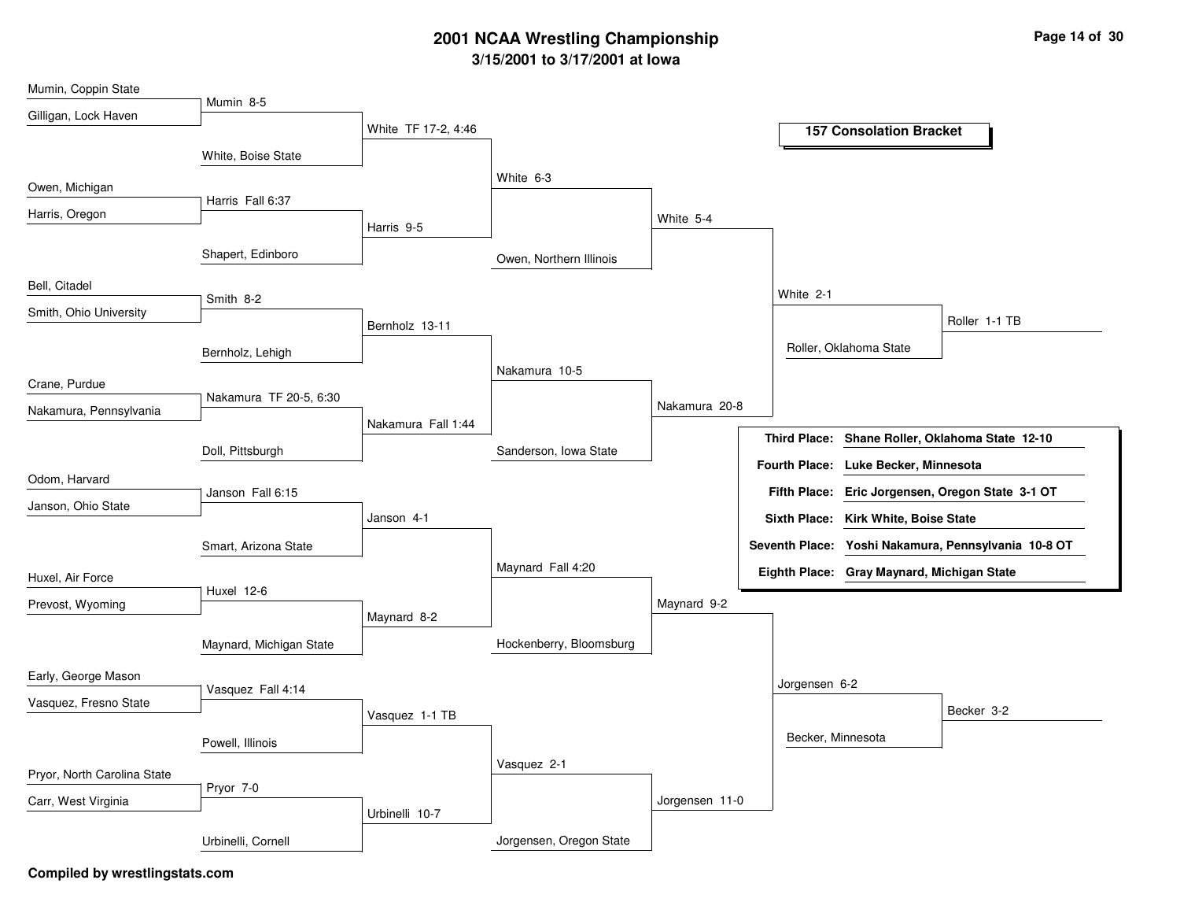# 2001 NCAA Wrestling Championship

## 3/15/2001 to 3/17/2001 at Iowa

### 157 Consolation Bracket

**Round 1**

- Mumin, Coppin State vs. Gilligan, Lock Haven — Mumin 8-5
- Owen, Michigan vs. Harris, Oregon — Harris Fall 6:37
- Bell, Citadel vs. Smith, Ohio University — Smith 8-2
- Crane, Purdue vs. Nakamura, Pennsylvania — Nakamura TF 20-5, 6:30
- Odom, Harvard vs. Janson, Ohio State — Janson Fall 6:15
- Huxel, Air Force vs. Prevost, Wyoming — Huxel 12-6
- Early, George Mason vs. Vasquez, Fresno State — Vasquez Fall 4:14
- Pryor, North Carolina State vs. Carr, West Virginia — Pryor 7-0

**Round 2**

- Mumin vs. White, Boise State — White TF 17-2, 4:46
- Harris vs. Shapert, Edinboro — Harris 9-5
- Smith vs. Bernholz, Lehigh — Bernholz 13-11
- Nakamura vs. Doll, Pittsburgh — Nakamura Fall 1:44
- Janson vs. Smart, Arizona State — Janson 4-1
- Huxel vs. Maynard, Michigan State — Maynard 8-2
- Vasquez vs. Powell, Illinois — Vasquez 1-1 TB
- Pryor vs. Urbinelli, Cornell — Urbinelli 10-7

**Round 3**

- White vs. Harris — White 6-3
- Bernholz vs. Nakamura — Nakamura 10-5
- Janson vs. Maynard — Maynard Fall 4:20
- Vasquez vs. Urbinelli — Vasquez 2-1

**Round 4**

- White vs. Owen, Northern Illinois — White 5-4
- Nakamura vs. Sanderson, Iowa State — Nakamura 20-8
- Maynard vs. Hockenberry, Bloomsburg — Maynard 9-2
- Vasquez vs. Jorgensen, Oregon State — Jorgensen 11-0

**Round 5**

- White vs. Nakamura — White 2-1
- Maynard vs. Jorgensen — Jorgensen 6-2

**Round 6**

- White vs. Roller, Oklahoma State — Roller 1-1 TB
- Jorgensen vs. Becker, Minnesota — Becker 3-2

| Place | Result |
| --- | --- |
| Third Place: | Shane Roller, Oklahoma State 12-10 |
| Fourth Place: | Luke Becker, Minnesota |
| Fifth Place: | Eric Jorgensen, Oregon State 3-1 OT |
| Sixth Place: | Kirk White, Boise State |
| Seventh Place: | Yoshi Nakamura, Pennsylvania 10-8 OT |
| Eighth Place: | Gray Maynard, Michigan State |

**Compiled by wrestlingstats.com**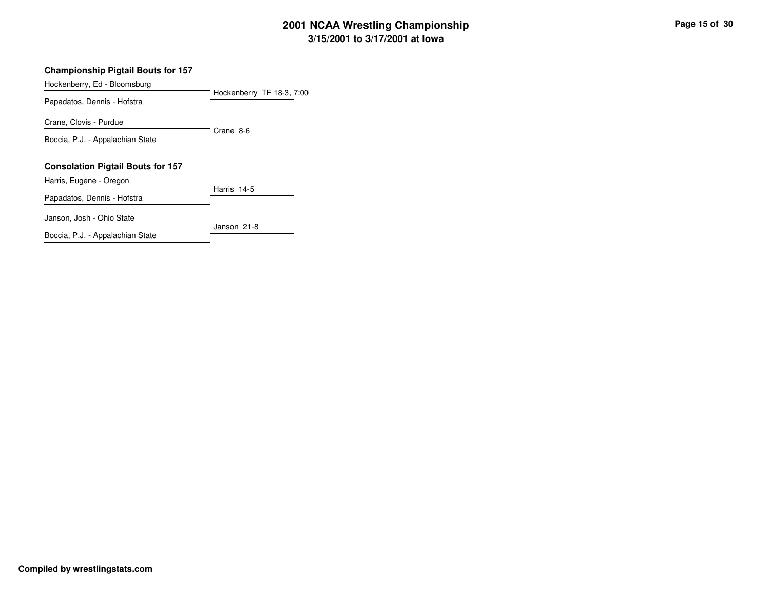# 2001 NCAA Wrestling Championship
## 3/15/2001 to 3/17/2001 at Iowa

### Championship Pigtail Bouts for 157

| Wrestlers | Result |
| --- | --- |
| Hockenberry, Ed - Bloomsburg | |
| Papadatos, Dennis - Hofstra | Hockenberry TF 18-3, 7:00 |
| Crane, Clovis - Purdue | |
| Boccia, P.J. - Appalachian State | Crane 8-6 |

### Consolation Pigtail Bouts for 157

| Wrestlers | Result |
| --- | --- |
| Harris, Eugene - Oregon | |
| Papadatos, Dennis - Hofstra | Harris 14-5 |
| Janson, Josh - Ohio State | |
| Boccia, P.J. - Appalachian State | Janson 21-8 |

**Compiled by wrestlingstats.com**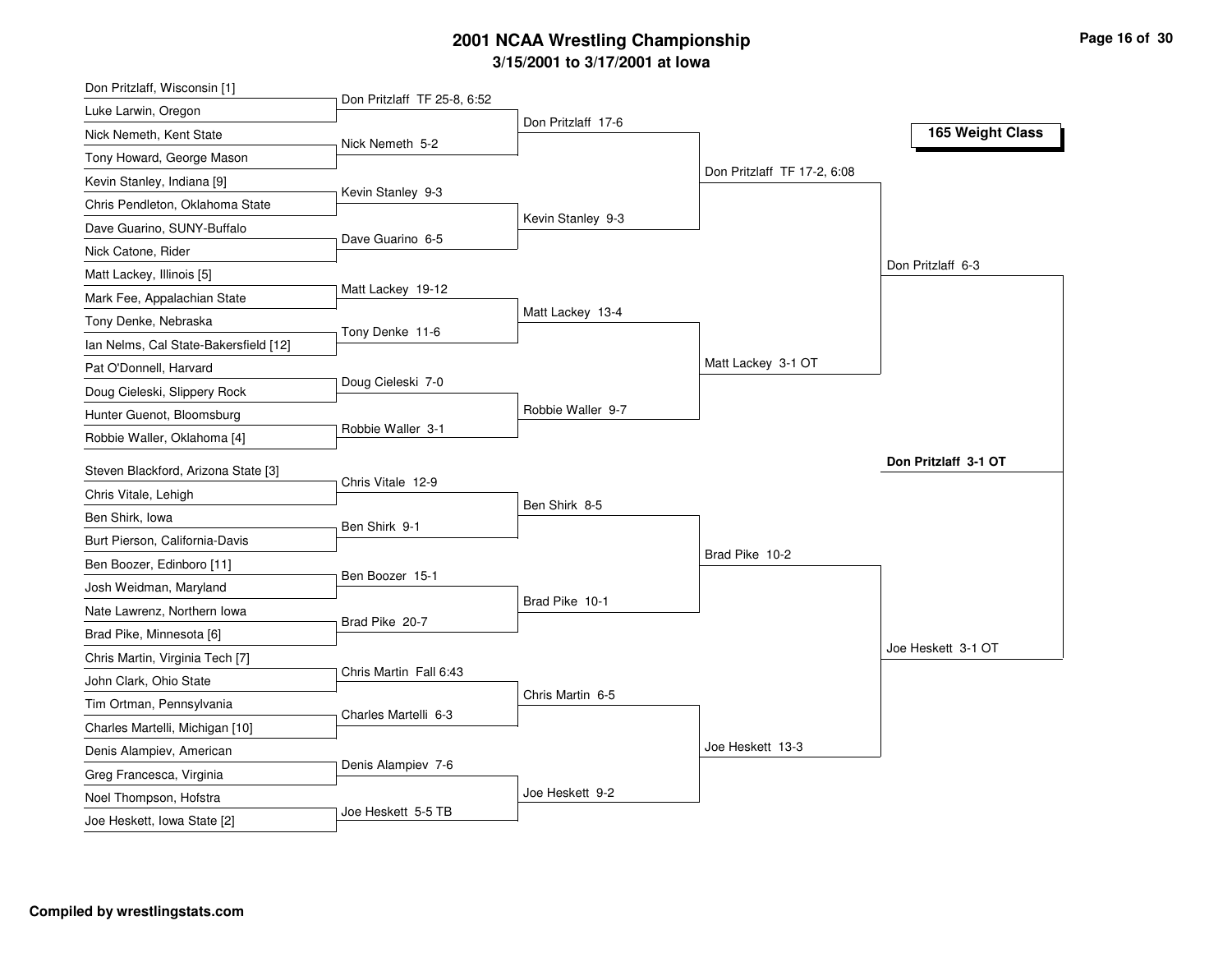# 2001 NCAA Wrestling Championship

## 3/15/2001 to 3/17/2001 at Iowa

### 165 Weight Class

**First Round**

- Don Pritzlaff, Wisconsin [1] vs. Luke Larwin, Oregon — Don Pritzlaff TF 25-8, 6:52
- Nick Nemeth, Kent State vs. Tony Howard, George Mason — Nick Nemeth 5-2
- Kevin Stanley, Indiana [9] vs. Chris Pendleton, Oklahoma State — Kevin Stanley 9-3
- Dave Guarino, SUNY-Buffalo vs. Nick Catone, Rider — Dave Guarino 6-5
- Matt Lackey, Illinois [5] vs. Mark Fee, Appalachian State — Matt Lackey 19-12
- Tony Denke, Nebraska vs. Ian Nelms, Cal State-Bakersfield [12] — Tony Denke 11-6
- Pat O'Donnell, Harvard vs. Doug Cieleski, Slippery Rock — Doug Cieleski 7-0
- Hunter Guenot, Bloomsburg vs. Robbie Waller, Oklahoma [4] — Robbie Waller 3-1
- Steven Blackford, Arizona State [3] vs. Chris Vitale, Lehigh — Chris Vitale 12-9
- Ben Shirk, Iowa vs. Burt Pierson, California-Davis — Ben Shirk 9-1
- Ben Boozer, Edinboro [11] vs. Josh Weidman, Maryland — Ben Boozer 15-1
- Nate Lawrenz, Northern Iowa vs. Brad Pike, Minnesota [6] — Brad Pike 20-7
- Chris Martin, Virginia Tech [7] vs. John Clark, Ohio State — Chris Martin Fall 6:43
- Tim Ortman, Pennsylvania vs. Charles Martelli, Michigan [10] — Charles Martelli 6-3
- Denis Alampiev, American vs. Greg Francesca, Virginia — Denis Alampiev 7-6
- Noel Thompson, Hofstra vs. Joe Heskett, Iowa State [2] — Joe Heskett 5-5 TB

**Second Round**

- Don Pritzlaff 17-6
- Kevin Stanley 9-3
- Matt Lackey 13-4
- Robbie Waller 9-7
- Ben Shirk 8-5
- Brad Pike 10-1
- Chris Martin 6-5
- Joe Heskett 9-2

**Quarterfinals**

- Don Pritzlaff TF 17-2, 6:08
- Matt Lackey 3-1 OT
- Brad Pike 10-2
- Joe Heskett 13-3

**Semifinals**

- Don Pritzlaff 6-3
- Joe Heskett 3-1 OT

**Final**

- **Don Pritzlaff 3-1 OT**

**Compiled by wrestlingstats.com**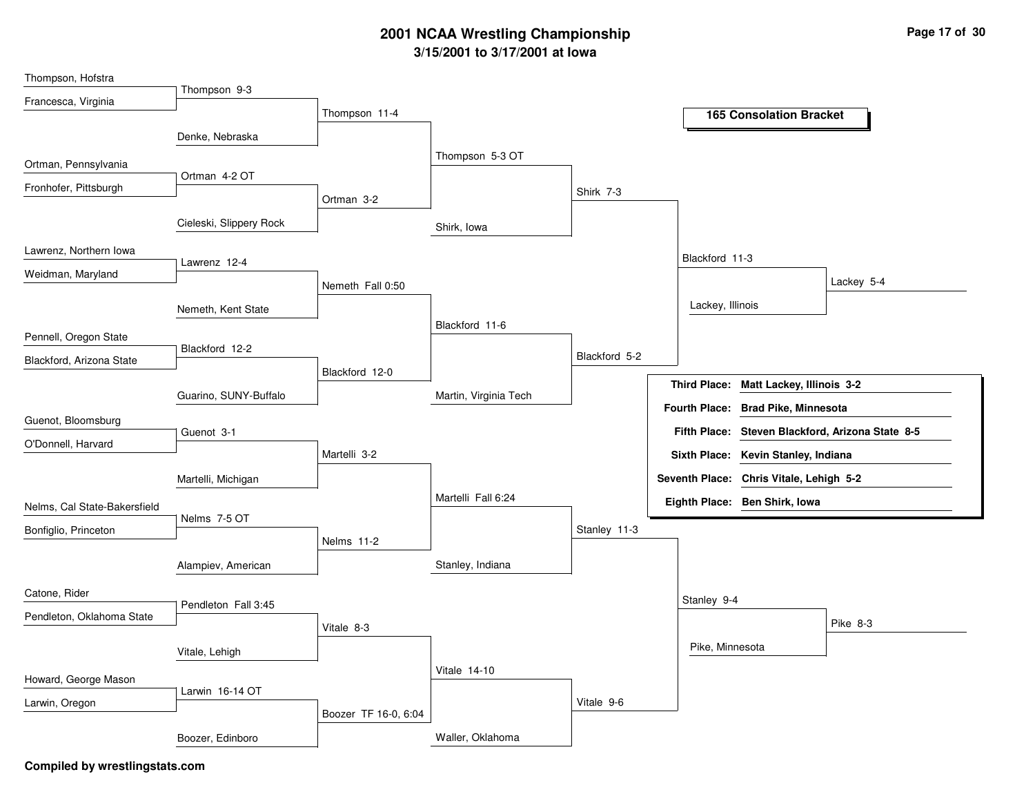# 2001 NCAA Wrestling Championship

## 3/15/2001 to 3/17/2001 at Iowa

### 165 Consolation Bracket

**Round 1**

- Thompson, Hofstra vs. Francesca, Virginia — Thompson 9-3
- Ortman, Pennsylvania vs. Fronhofer, Pittsburgh — Ortman 4-2 OT
- Lawrenz, Northern Iowa vs. Weidman, Maryland — Lawrenz 12-4
- Pennell, Oregon State vs. Blackford, Arizona State — Blackford 12-2
- Guenot, Bloomsburg vs. O'Donnell, Harvard — Guenot 3-1
- Nelms, Cal State-Bakersfield vs. Bonfiglio, Princeton — Nelms 7-5 OT
- Catone, Rider vs. Pendleton, Oklahoma State — Pendleton Fall 3:45
- Howard, George Mason vs. Larwin, Oregon — Larwin 16-14 OT

**Round 2**

- Thompson vs. Denke, Nebraska — Thompson 11-4
- Ortman vs. Cieleski, Slippery Rock — Ortman 3-2
- Lawrenz vs. Nemeth, Kent State — Nemeth Fall 0:50
- Blackford vs. Guarino, SUNY-Buffalo — Blackford 12-0
- Guenot vs. Martelli, Michigan — Martelli 3-2
- Nelms vs. Alampiev, American — Nelms 11-2
- Pendleton vs. Vitale, Lehigh — Vitale 8-3
- Larwin vs. Boozer, Edinboro — Boozer TF 16-0, 6:04

**Round 3**

- Thompson vs. Ortman — Thompson 5-3 OT
- Nemeth vs. Blackford — Blackford 11-6
- Martelli vs. Nelms — Martelli Fall 6:24
- Vitale vs. Boozer — Vitale 14-10

**Round 4**

- Thompson vs. Shirk, Iowa — Shirk 7-3
- Blackford vs. Martin, Virginia Tech — Blackford 5-2
- Martelli vs. Stanley, Indiana — Stanley 11-3
- Vitale vs. Waller, Oklahoma — Vitale 9-6

**Round 5**

- Shirk vs. Blackford — Blackford 11-3
- Stanley vs. Vitale — Stanley 9-4

**Round 6**

- Blackford vs. Lackey, Illinois — Lackey 5-4
- Stanley vs. Pike, Minnesota — Pike 8-3

| Place | Result |
|---|---|
| **Third Place:** | **Matt Lackey, Illinois 3-2** |
| **Fourth Place:** | **Brad Pike, Minnesota** |
| **Fifth Place:** | **Steven Blackford, Arizona State 8-5** |
| **Sixth Place:** | **Kevin Stanley, Indiana** |
| **Seventh Place:** | **Chris Vitale, Lehigh 5-2** |
| **Eighth Place:** | **Ben Shirk, Iowa** |

**Compiled by wrestlingstats.com**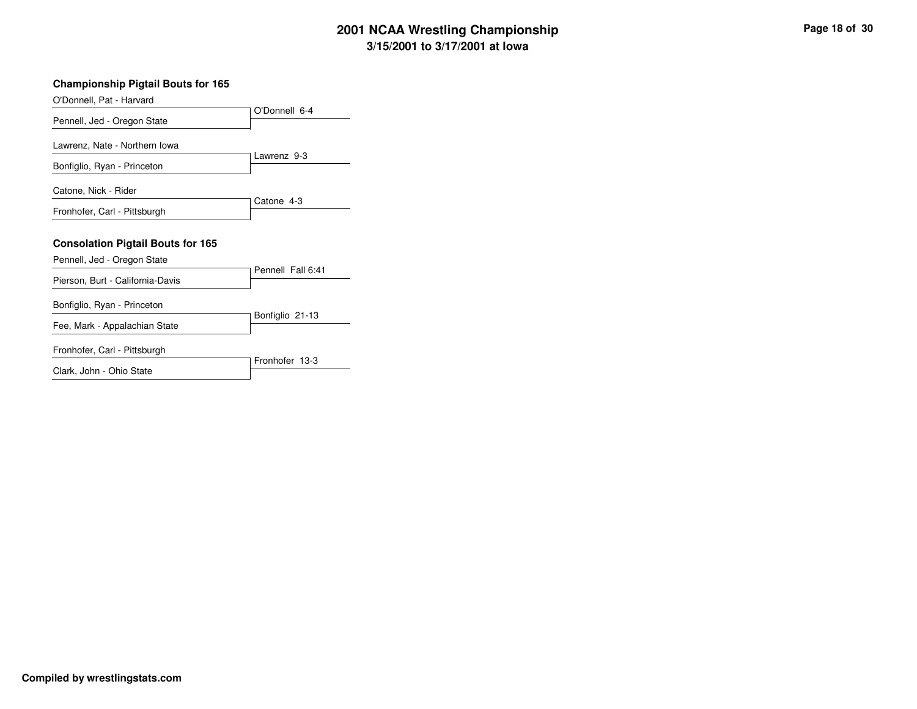# 2001 NCAA Wrestling Championship
## 3/15/2001 to 3/17/2001 at Iowa

### Championship Pigtail Bouts for 165

| Wrestlers | Result |
|---|---|
| O'Donnell, Pat - Harvard<br>Pennell, Jed - Oregon State | O'Donnell 6-4 |
| Lawrenz, Nate - Northern Iowa<br>Bonfiglio, Ryan - Princeton | Lawrenz 9-3 |
| Catone, Nick - Rider<br>Fronhofer, Carl - Pittsburgh | Catone 4-3 |

### Consolation Pigtail Bouts for 165

| Wrestlers | Result |
|---|---|
| Pennell, Jed - Oregon State<br>Pierson, Burt - California-Davis | Pennell Fall 6:41 |
| Bonfiglio, Ryan - Princeton<br>Fee, Mark - Appalachian State | Bonfiglio 21-13 |
| Fronhofer, Carl - Pittsburgh<br>Clark, John - Ohio State | Fronhofer 13-3 |

**Compiled by wrestlingstats.com**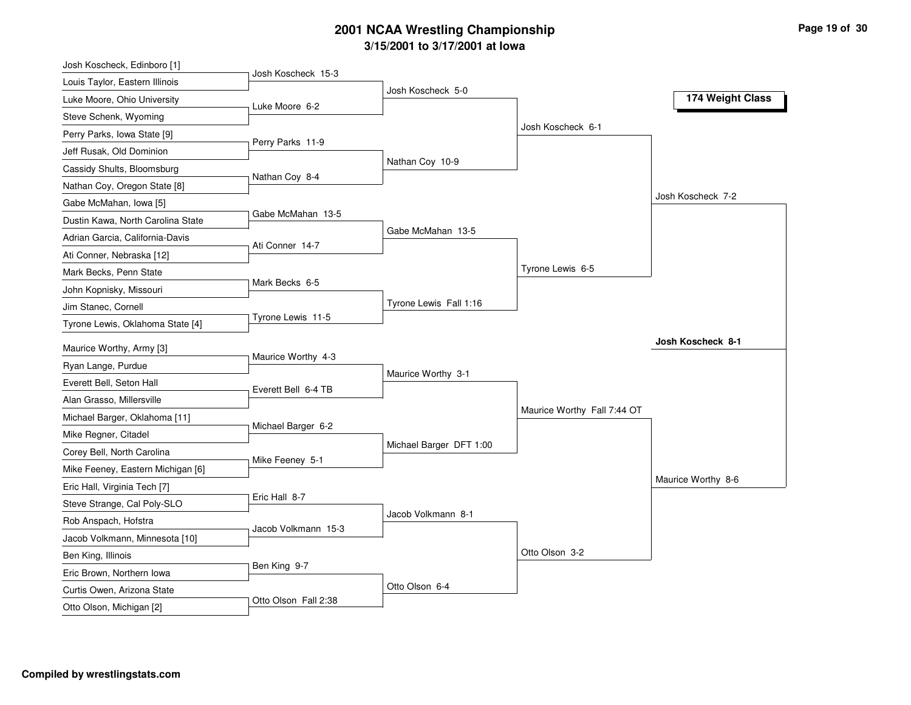# 2001 NCAA Wrestling Championship

## 3/15/2001 to 3/17/2001 at Iowa

### 174 Weight Class

**First Round**

- Josh Koscheck, Edinboro [1] vs Louis Taylor, Eastern Illinois — Josh Koscheck 15-3
- Luke Moore, Ohio University vs Steve Schenk, Wyoming — Luke Moore 6-2
- Perry Parks, Iowa State [9] vs Jeff Rusak, Old Dominion — Perry Parks 11-9
- Cassidy Shults, Bloomsburg vs Nathan Coy, Oregon State [8] — Nathan Coy 8-4
- Gabe McMahan, Iowa [5] vs Dustin Kawa, North Carolina State — Gabe McMahan 13-5
- Adrian Garcia, California-Davis vs Ati Conner, Nebraska [12] — Ati Conner 14-7
- Mark Becks, Penn State vs John Kopnisky, Missouri — Mark Becks 6-5
- Jim Stanec, Cornell vs Tyrone Lewis, Oklahoma State [4] — Tyrone Lewis 11-5
- Maurice Worthy, Army [3] vs Ryan Lange, Purdue — Maurice Worthy 4-3
- Everett Bell, Seton Hall vs Alan Grasso, Millersville — Everett Bell 6-4 TB
- Michael Barger, Oklahoma [11] vs Mike Regner, Citadel — Michael Barger 6-2
- Corey Bell, North Carolina vs Mike Feeney, Eastern Michigan [6] — Mike Feeney 5-1
- Eric Hall, Virginia Tech [7] vs Steve Strange, Cal Poly-SLO — Eric Hall 8-7
- Rob Anspach, Hofstra vs Jacob Volkmann, Minnesota [10] — Jacob Volkmann 15-3
- Ben King, Illinois vs Eric Brown, Northern Iowa — Ben King 9-7
- Curtis Owen, Arizona State vs Otto Olson, Michigan [2] — Otto Olson Fall 2:38

**Second Round**

- Josh Koscheck 5-0
- Nathan Coy 10-9
- Gabe McMahan 13-5
- Tyrone Lewis Fall 1:16
- Maurice Worthy 3-1
- Michael Barger DFT 1:00
- Jacob Volkmann 8-1
- Otto Olson 6-4

**Quarterfinals**

- Josh Koscheck 6-1
- Tyrone Lewis 6-5
- Maurice Worthy Fall 7:44 OT
- Otto Olson 3-2

**Semifinals**

- Josh Koscheck 7-2
- Maurice Worthy 8-6

**Final**

- **Josh Koscheck 8-1**

**Compiled by wrestlingstats.com**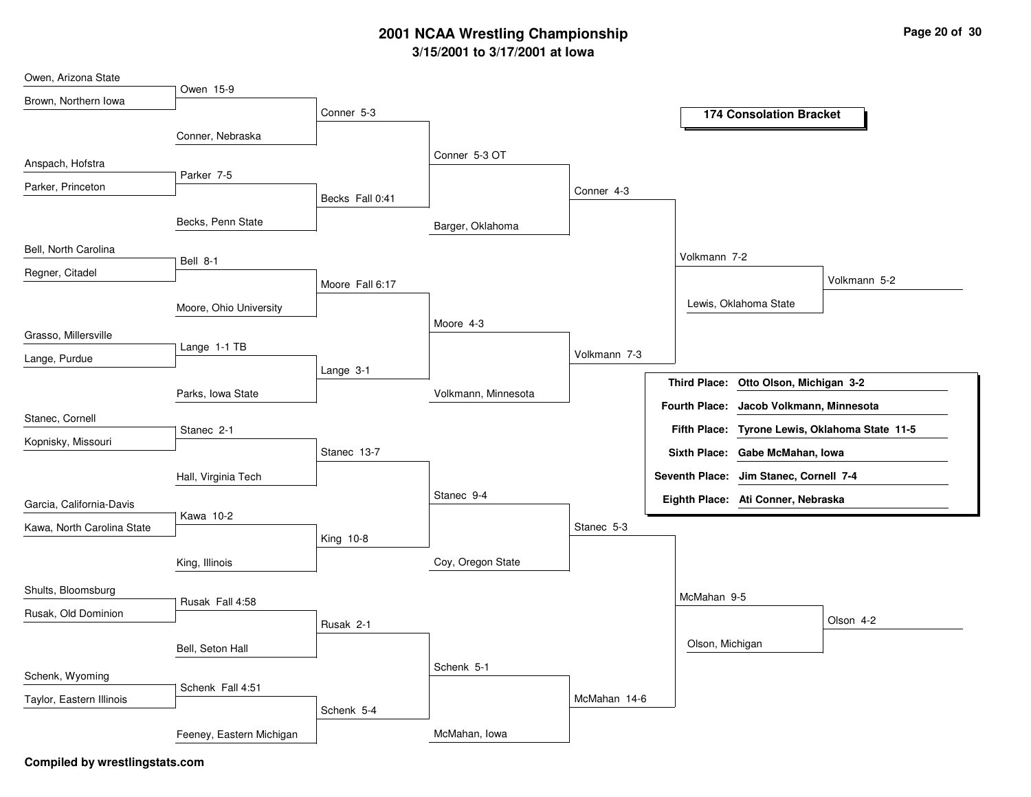# 2001 NCAA Wrestling Championship

## 3/15/2001 to 3/17/2001 at Iowa

### 174 Consolation Bracket

**Round 1**

- Owen, Arizona State vs. Brown, Northern Iowa — Owen 15-9
- Anspach, Hofstra vs. Parker, Princeton — Parker 7-5
- Bell, North Carolina vs. Regner, Citadel — Bell 8-1
- Grasso, Millersville vs. Lange, Purdue — Lange 1-1 TB
- Stanec, Cornell vs. Kopnisky, Missouri — Stanec 2-1
- Garcia, California-Davis vs. Kawa, North Carolina State — Kawa 10-2
- Shults, Bloomsburg vs. Rusak, Old Dominion — Rusak Fall 4:58
- Schenk, Wyoming vs. Taylor, Eastern Illinois — Schenk Fall 4:51

**Round 2**

- Owen vs. Conner, Nebraska — Conner 5-3
- Parker vs. Becks, Penn State — Becks Fall 0:41
- Bell vs. Moore, Ohio University — Moore Fall 6:17
- Lange vs. Parks, Iowa State — Lange 3-1
- Stanec vs. Hall, Virginia Tech — Stanec 13-7
- Kawa vs. King, Illinois — King 10-8
- Rusak vs. Bell, Seton Hall — Rusak 2-1
- Schenk vs. Feeney, Eastern Michigan — Schenk 5-4

**Round 3**

- Conner vs. Becks — Conner 5-3 OT
- Moore vs. Lange — Moore 4-3
- Stanec vs. King — Stanec 9-4
- Rusak vs. Schenk — Schenk 5-1

**Round 4**

- Conner vs. Barger, Oklahoma — Conner 4-3
- Moore vs. Volkmann, Minnesota — Volkmann 7-3
- Stanec vs. Coy, Oregon State — Stanec 5-3
- Schenk vs. McMahan, Iowa — McMahan 14-6

**Round 5**

- Conner vs. Volkmann — Volkmann 7-2
- Stanec vs. McMahan — McMahan 9-5

**Third Place Semifinals**

- Volkmann vs. Lewis, Oklahoma State — Volkmann 5-2
- McMahan vs. Olson, Michigan — Olson 4-2

| Place | Result |
|---|---|
| **Third Place:** | **Otto Olson, Michigan 3-2** |
| **Fourth Place:** | **Jacob Volkmann, Minnesota** |
| **Fifth Place:** | **Tyrone Lewis, Oklahoma State 11-5** |
| **Sixth Place:** | **Gabe McMahan, Iowa** |
| **Seventh Place:** | **Jim Stanec, Cornell 7-4** |
| **Eighth Place:** | **Ati Conner, Nebraska** |

**Compiled by wrestlingstats.com**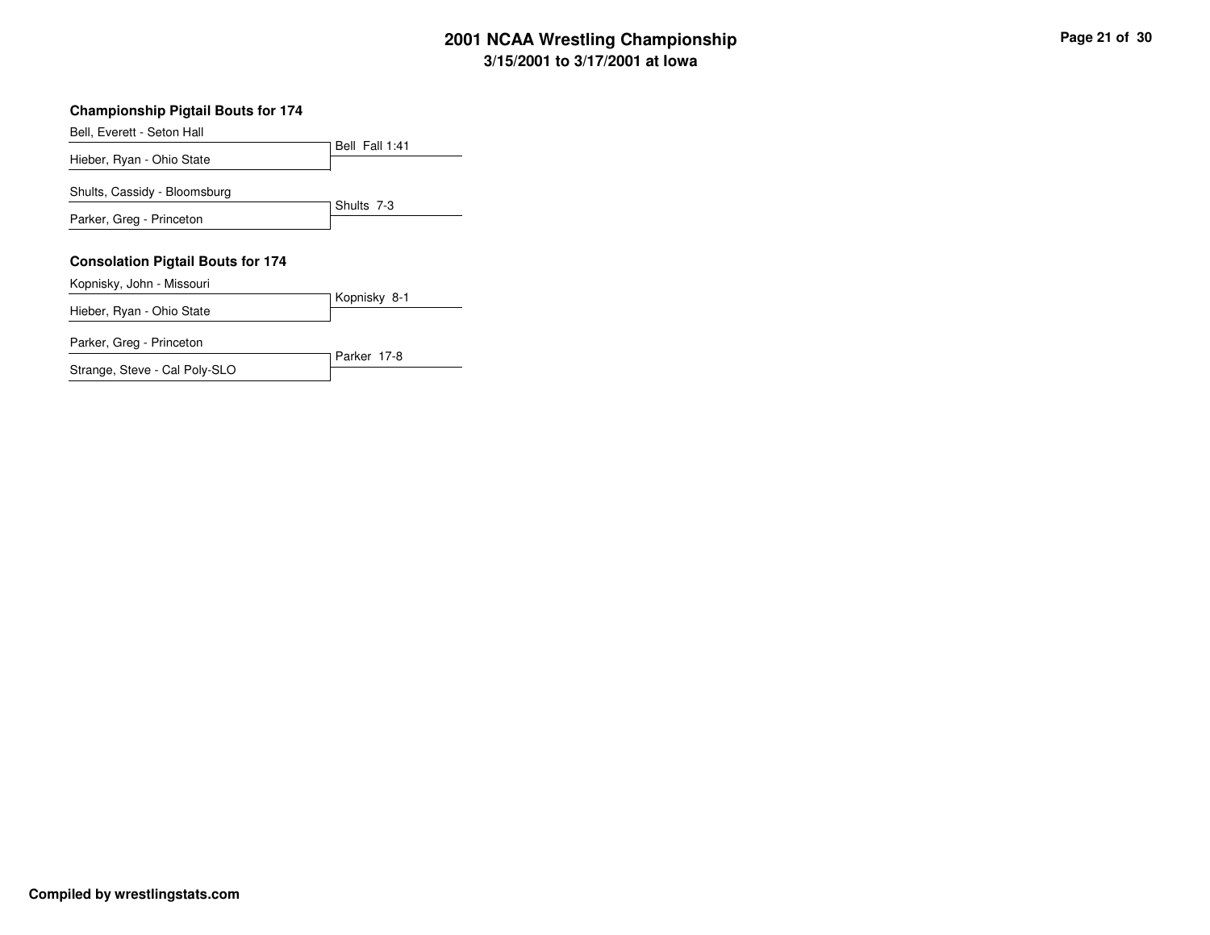# 2001 NCAA Wrestling Championship

## 3/15/2001 to 3/17/2001 at Iowa

### Championship Pigtail Bouts for 174

| Wrestler | Result |
|---|---|
| Bell, Everett - Seton Hall | Bell Fall 1:41 |
| Hieber, Ryan - Ohio State | |
| Shults, Cassidy - Bloomsburg | Shults 7-3 |
| Parker, Greg - Princeton | |

### Consolation Pigtail Bouts for 174

| Wrestler | Result |
|---|---|
| Kopnisky, John - Missouri | Kopnisky 8-1 |
| Hieber, Ryan - Ohio State | |
| Parker, Greg - Princeton | Parker 17-8 |
| Strange, Steve - Cal Poly-SLO | |

**Compiled by wrestlingstats.com**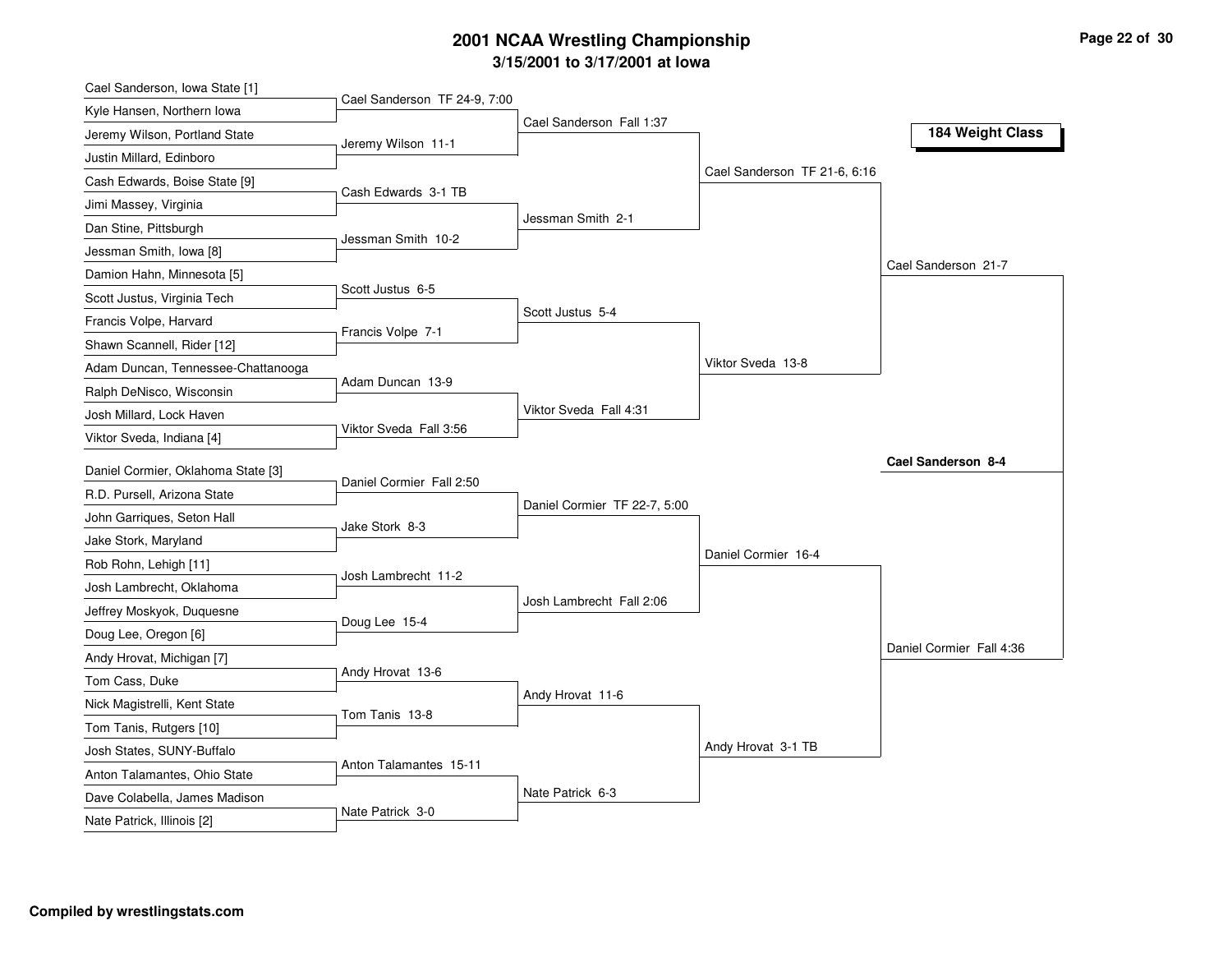# 2001 NCAA Wrestling Championship

## 3/15/2001 to 3/17/2001 at Iowa

### 184 Weight Class

**First Round**

- Cael Sanderson, Iowa State [1] vs. Kyle Hansen, Northern Iowa — Cael Sanderson TF 24-9, 7:00
- Jeremy Wilson, Portland State vs. Justin Millard, Edinboro — Jeremy Wilson 11-1
- Cash Edwards, Boise State [9] vs. Jimi Massey, Virginia — Cash Edwards 3-1 TB
- Dan Stine, Pittsburgh vs. Jessman Smith, Iowa [8] — Jessman Smith 10-2
- Damion Hahn, Minnesota [5] vs. Scott Justus, Virginia Tech — Scott Justus 6-5
- Francis Volpe, Harvard vs. Shawn Scannell, Rider [12] — Francis Volpe 7-1
- Adam Duncan, Tennessee-Chattanooga vs. Ralph DeNisco, Wisconsin — Adam Duncan 13-9
- Josh Millard, Lock Haven vs. Viktor Sveda, Indiana [4] — Viktor Sveda Fall 3:56
- Daniel Cormier, Oklahoma State [3] vs. R.D. Pursell, Arizona State — Daniel Cormier Fall 2:50
- John Garriques, Seton Hall vs. Jake Stork, Maryland — Jake Stork 8-3
- Rob Rohn, Lehigh [11] vs. Josh Lambrecht, Oklahoma — Josh Lambrecht 11-2
- Jeffrey Moskyok, Duquesne vs. Doug Lee, Oregon [6] — Doug Lee 15-4
- Andy Hrovat, Michigan [7] vs. Tom Cass, Duke — Andy Hrovat 13-6
- Nick Magistrelli, Kent State vs. Tom Tanis, Rutgers [10] — Tom Tanis 13-8
- Josh States, SUNY-Buffalo vs. Anton Talamantes, Ohio State — Anton Talamantes 15-11
- Dave Colabella, James Madison vs. Nate Patrick, Illinois [2] — Nate Patrick 3-0

**Second Round**

- Cael Sanderson Fall 1:37
- Jessman Smith 2-1
- Scott Justus 5-4
- Viktor Sveda Fall 4:31
- Daniel Cormier TF 22-7, 5:00
- Josh Lambrecht Fall 2:06
- Andy Hrovat 11-6
- Nate Patrick 6-3

**Quarterfinals**

- Cael Sanderson TF 21-6, 6:16
- Viktor Sveda 13-8
- Daniel Cormier 16-4
- Andy Hrovat 3-1 TB

**Semifinals**

- Cael Sanderson 21-7
- Daniel Cormier Fall 4:36

**Final**

- **Cael Sanderson 8-4**

Compiled by wrestlingstats.com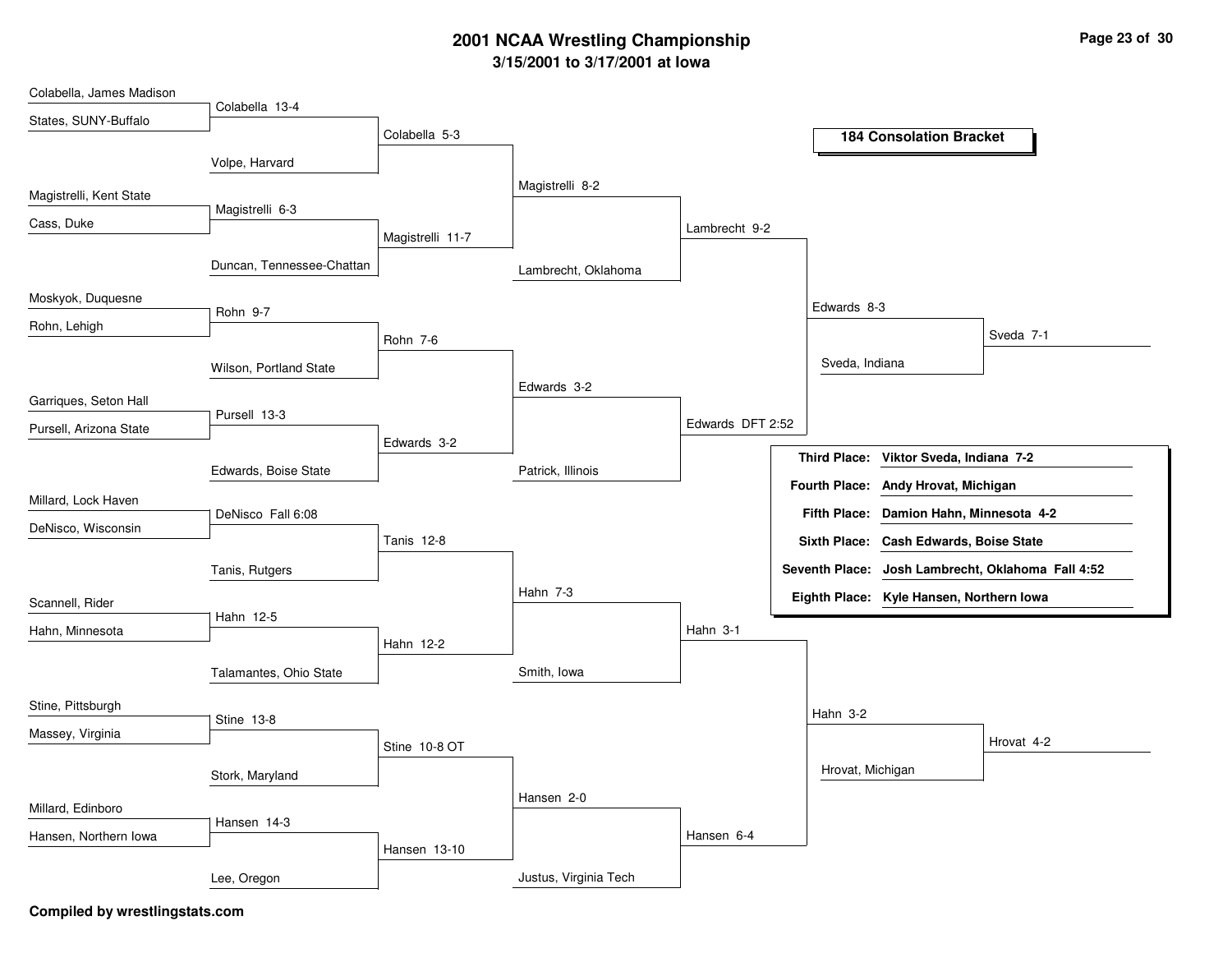# 2001 NCAA Wrestling Championship

## 3/15/2001 to 3/17/2001 at Iowa

### 184 Consolation Bracket

**Round 1 / Round 2 / Round 3 / Round 4 / Round 5 / Round 6**

| Round 1 Wrestlers | Round 1 Result | Round 2 Opponent | Round 2 Result | Round 3 Opponent | Round 3 Result | Round 4 Result | Round 5 Opponent | Round 5 Result |
|---|---|---|---|---|---|---|---|---|
| Colabella, James Madison vs. States, SUNY-Buffalo | Colabella 13-4 | Volpe, Harvard | Colabella 5-3 | | Magistrelli 8-2 | | | |
| Magistrelli, Kent State vs. Cass, Duke | Magistrelli 6-3 | Duncan, Tennessee-Chattan | Magistrelli 11-7 | Lambrecht, Oklahoma | | Lambrecht 9-2 | | |
| Moskyok, Duquesne vs. Rohn, Lehigh | Rohn 9-7 | Wilson, Portland State | Rohn 7-6 | | Edwards 3-2 | | Sveda, Indiana | Edwards 8-3 |
| Garriques, Seton Hall vs. Pursell, Arizona State | Pursell 13-3 | Edwards, Boise State | Edwards 3-2 | Patrick, Illinois | | Edwards DFT 2:52 | | |
| Millard, Lock Haven vs. DeNisco, Wisconsin | DeNisco Fall 6:08 | Tanis, Rutgers | Tanis 12-8 | | Hahn 7-3 | | | |
| Scannell, Rider vs. Hahn, Minnesota | Hahn 12-5 | Talamantes, Ohio State | Hahn 12-2 | Smith, Iowa | | Hahn 3-1 | | |
| Stine, Pittsburgh vs. Massey, Virginia | Stine 13-8 | Stork, Maryland | Stine 10-8 OT | | Hansen 2-0 | | Hrovat, Michigan | Hahn 3-2 |
| Millard, Edinboro vs. Hansen, Northern Iowa | Hansen 14-3 | Lee, Oregon | Hansen 13-10 | Justus, Virginia Tech | | Hansen 6-4 | | |

Semifinal results: Sveda 7-1 (Edwards vs. Sveda); Hrovat 4-2 (Hahn vs. Hrovat)

| Place | Result |
|---|---|
| Third Place: | Viktor Sveda, Indiana 7-2 |
| Fourth Place: | Andy Hrovat, Michigan |
| Fifth Place: | Damion Hahn, Minnesota 4-2 |
| Sixth Place: | Cash Edwards, Boise State |
| Seventh Place: | Josh Lambrecht, Oklahoma Fall 4:52 |
| Eighth Place: | Kyle Hansen, Northern Iowa |

**Compiled by wrestlingstats.com**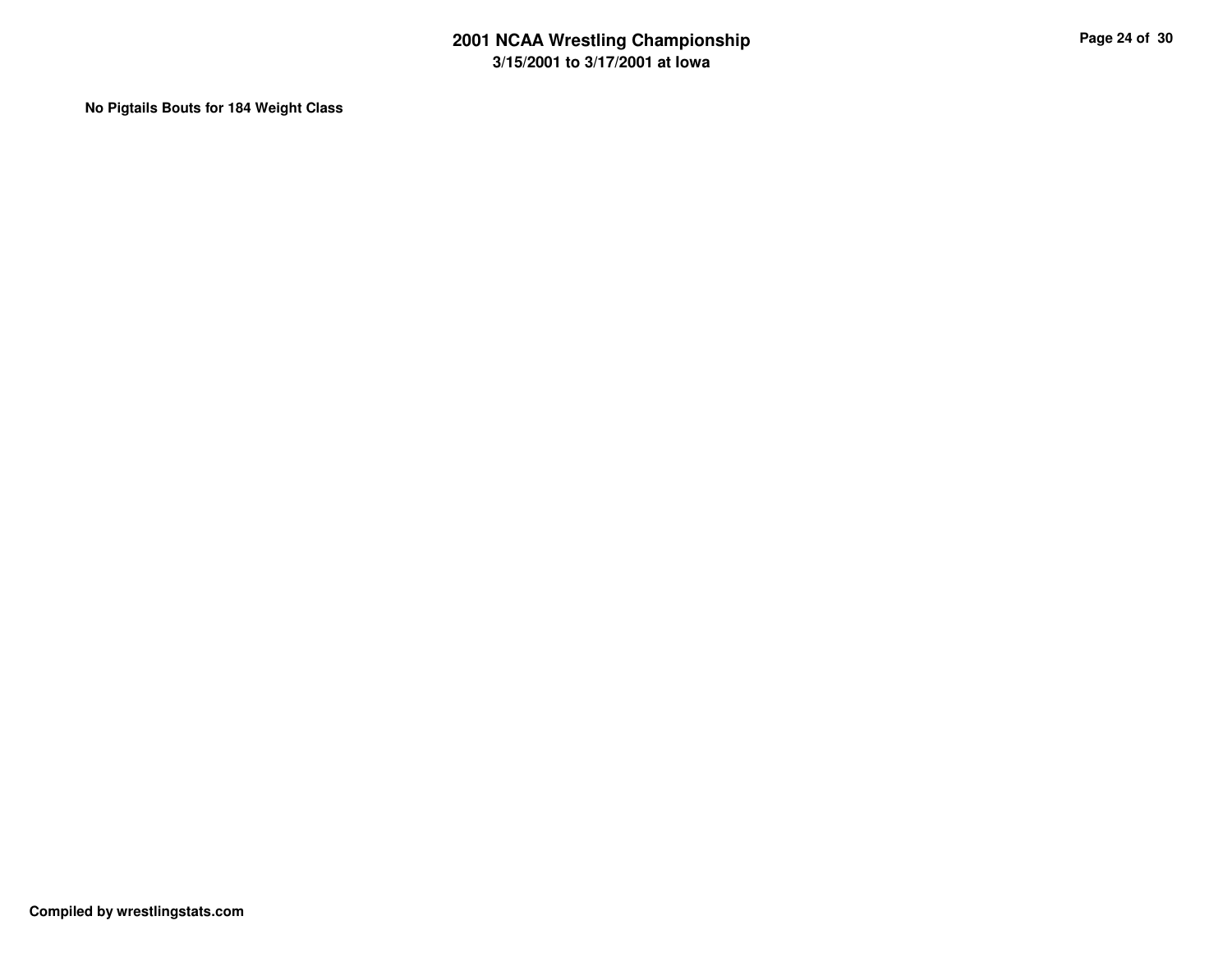**No Pigtails Bouts for 184 Weight Class**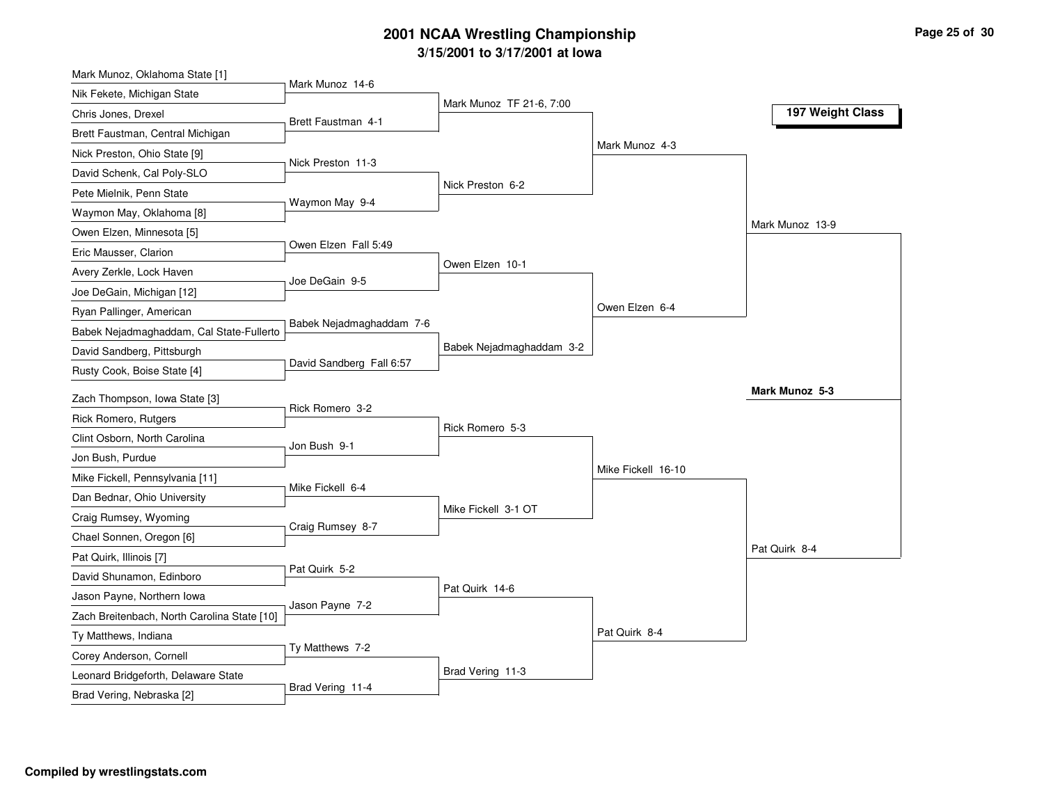# 2001 NCAA Wrestling Championship

## 3/15/2001 to 3/17/2001 at Iowa

### 197 Weight Class

**First Round**

- Mark Munoz, Oklahoma State [1] vs. Nik Fekete, Michigan State — Mark Munoz 14-6
- Chris Jones, Drexel vs. Brett Faustman, Central Michigan — Brett Faustman 4-1
- Nick Preston, Ohio State [9] vs. David Schenk, Cal Poly-SLO — Nick Preston 11-3
- Pete Mielnik, Penn State vs. Waymon May, Oklahoma [8] — Waymon May 9-4
- Owen Elzen, Minnesota [5] vs. Eric Mausser, Clarion — Owen Elzen Fall 5:49
- Avery Zerkle, Lock Haven vs. Joe DeGain, Michigan [12] — Joe DeGain 9-5
- Ryan Pallinger, American vs. Babek Nejadmaghaddam, Cal State-Fullerto — Babek Nejadmaghaddam 7-6
- David Sandberg, Pittsburgh vs. Rusty Cook, Boise State [4] — David Sandberg Fall 6:57
- Zach Thompson, Iowa State [3] vs. Rick Romero, Rutgers — Rick Romero 3-2
- Clint Osborn, North Carolina vs. Jon Bush, Purdue — Jon Bush 9-1
- Mike Fickell, Pennsylvania [11] vs. Dan Bednar, Ohio University — Mike Fickell 6-4
- Craig Rumsey, Wyoming vs. Chael Sonnen, Oregon [6] — Craig Rumsey 8-7
- Pat Quirk, Illinois [7] vs. David Shunamon, Edinboro — Pat Quirk 5-2
- Jason Payne, Northern Iowa vs. Zach Breitenbach, North Carolina State [10] — Jason Payne 7-2
- Ty Matthews, Indiana vs. Corey Anderson, Cornell — Ty Matthews 7-2
- Leonard Bridgeforth, Delaware State vs. Brad Vering, Nebraska [2] — Brad Vering 11-4

**Second Round**

- Mark Munoz TF 21-6, 7:00
- Nick Preston 6-2
- Owen Elzen 10-1
- Babek Nejadmaghaddam 3-2
- Rick Romero 5-3
- Mike Fickell 3-1 OT
- Pat Quirk 14-6
- Brad Vering 11-3

**Quarterfinals**

- Mark Munoz 4-3
- Owen Elzen 6-4
- Mike Fickell 16-10
- Pat Quirk 8-4

**Semifinals**

- Mark Munoz 13-9
- Pat Quirk 8-4

**Championship**

- **Mark Munoz 5-3**

Compiled by wrestlingstats.com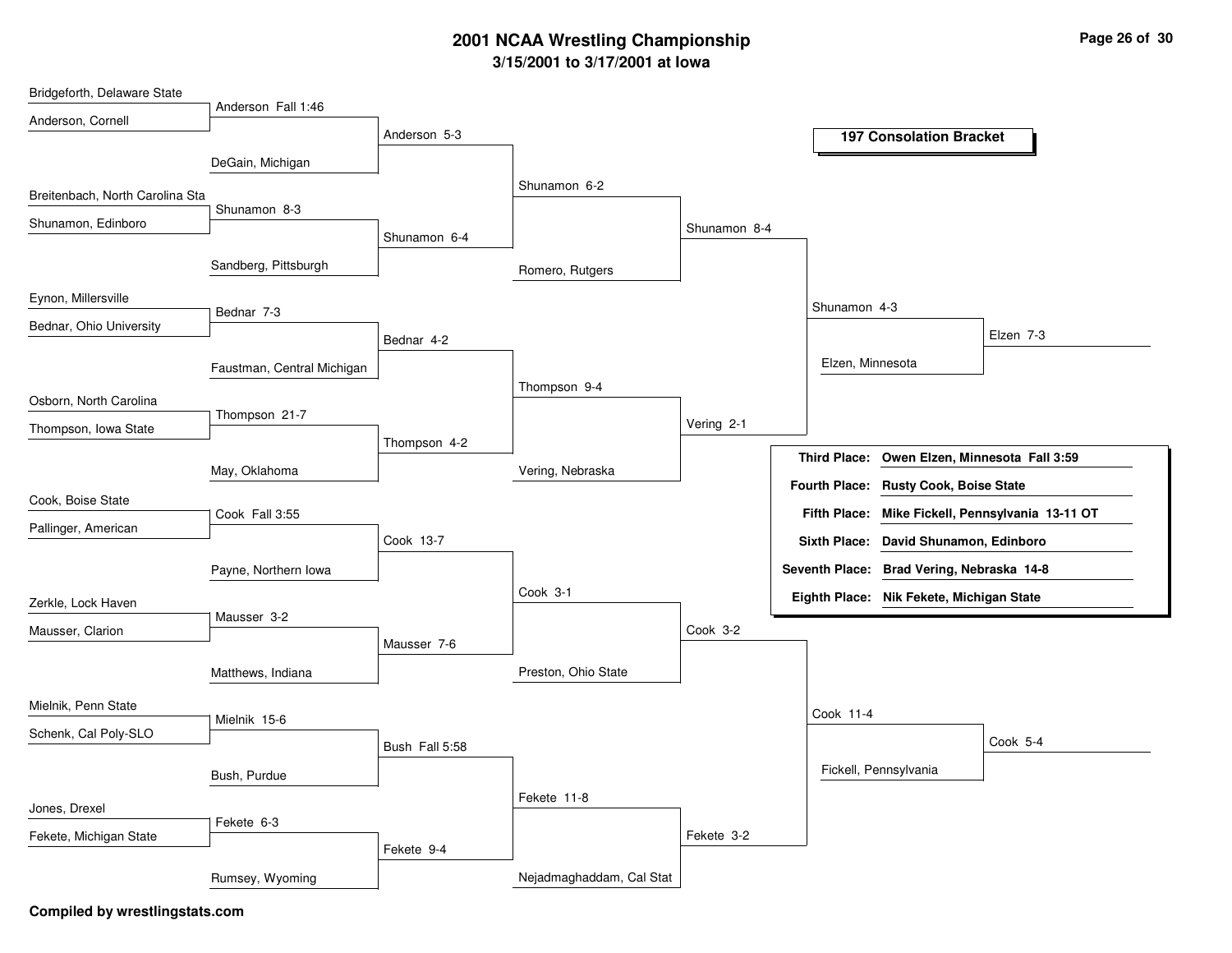# 2001 NCAA Wrestling Championship

## 3/15/2001 to 3/17/2001 at Iowa

### 197 Consolation Bracket

**Round 1**

- Bridgeforth, Delaware State vs. Anderson, Cornell — Anderson Fall 1:46
- Breitenbach, North Carolina Sta vs. Shunamon, Edinboro — Shunamon 8-3
- Eynon, Millersville vs. Bednar, Ohio University — Bednar 7-3
- Osborn, North Carolina vs. Thompson, Iowa State — Thompson 21-7
- Cook, Boise State vs. Pallinger, American — Cook Fall 3:55
- Zerkle, Lock Haven vs. Mausser, Clarion — Mausser 3-2
- Mielnik, Penn State vs. Schenk, Cal Poly-SLO — Mielnik 15-6
- Jones, Drexel vs. Fekete, Michigan State — Fekete 6-3

**Round 2**

- Anderson vs. DeGain, Michigan — Anderson 5-3
- Shunamon vs. Sandberg, Pittsburgh — Shunamon 6-4
- Bednar vs. Faustman, Central Michigan — Bednar 4-2
- Thompson vs. May, Oklahoma — Thompson 4-2
- Cook vs. Payne, Northern Iowa — Cook 13-7
- Mausser vs. Matthews, Indiana — Mausser 7-6
- Mielnik vs. Bush, Purdue — Bush Fall 5:58
- Fekete vs. Rumsey, Wyoming — Fekete 9-4

**Round 3**

- Anderson vs. Shunamon — Shunamon 6-2
- Bednar vs. Thompson — Thompson 9-4
- Cook vs. Mausser — Cook 3-1
- Bush vs. Fekete — Fekete 11-8

**Round 4**

- Shunamon vs. Romero, Rutgers — Shunamon 8-4
- Thompson vs. Vering, Nebraska — Vering 2-1
- Cook vs. Preston, Ohio State — Cook 3-2
- Fekete vs. Nejadmaghaddam, Cal Stat — Fekete 3-2

**Round 5**

- Shunamon vs. Vering — Shunamon 4-3
- Cook vs. Fekete — Cook 11-4

**Round 6**

- Shunamon vs. Elzen, Minnesota — Elzen 7-3
- Cook vs. Fickell, Pennsylvania — Cook 5-4

| Place | Result |
|---|---|
| Third Place: | Owen Elzen, Minnesota Fall 3:59 |
| Fourth Place: | Rusty Cook, Boise State |
| Fifth Place: | Mike Fickell, Pennsylvania 13-11 OT |
| Sixth Place: | David Shunamon, Edinboro |
| Seventh Place: | Brad Vering, Nebraska 14-8 |
| Eighth Place: | Nik Fekete, Michigan State |

**Compiled by wrestlingstats.com**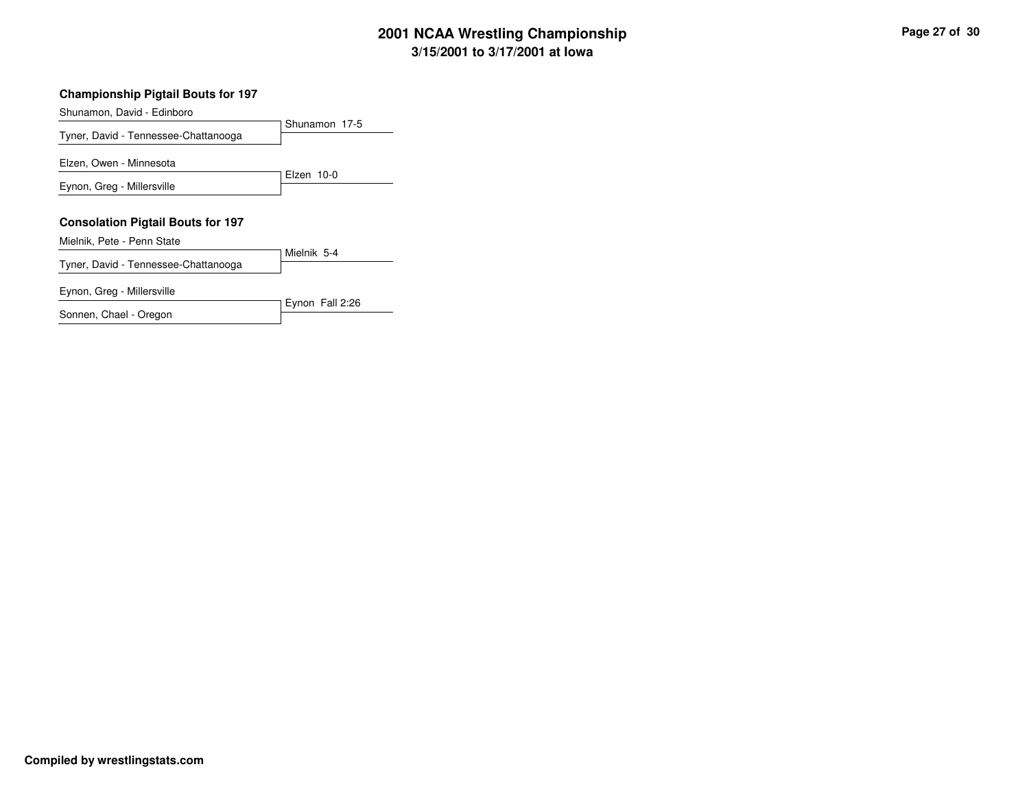# 2001 NCAA Wrestling Championship
## 3/15/2001 to 3/17/2001 at Iowa

### Championship Pigtail Bouts for 197

| Wrestler | Result |
| --- | --- |
| Shunamon, David - Edinboro | |
| Tyner, David - Tennessee-Chattanooga | Shunamon 17-5 |
| Elzen, Owen - Minnesota | |
| Eynon, Greg - Millersville | Elzen 10-0 |

### Consolation Pigtail Bouts for 197

| Wrestler | Result |
| --- | --- |
| Mielnik, Pete - Penn State | |
| Tyner, David - Tennessee-Chattanooga | Mielnik 5-4 |
| Eynon, Greg - Millersville | |
| Sonnen, Chael - Oregon | Eynon Fall 2:26 |

**Compiled by wrestlingstats.com**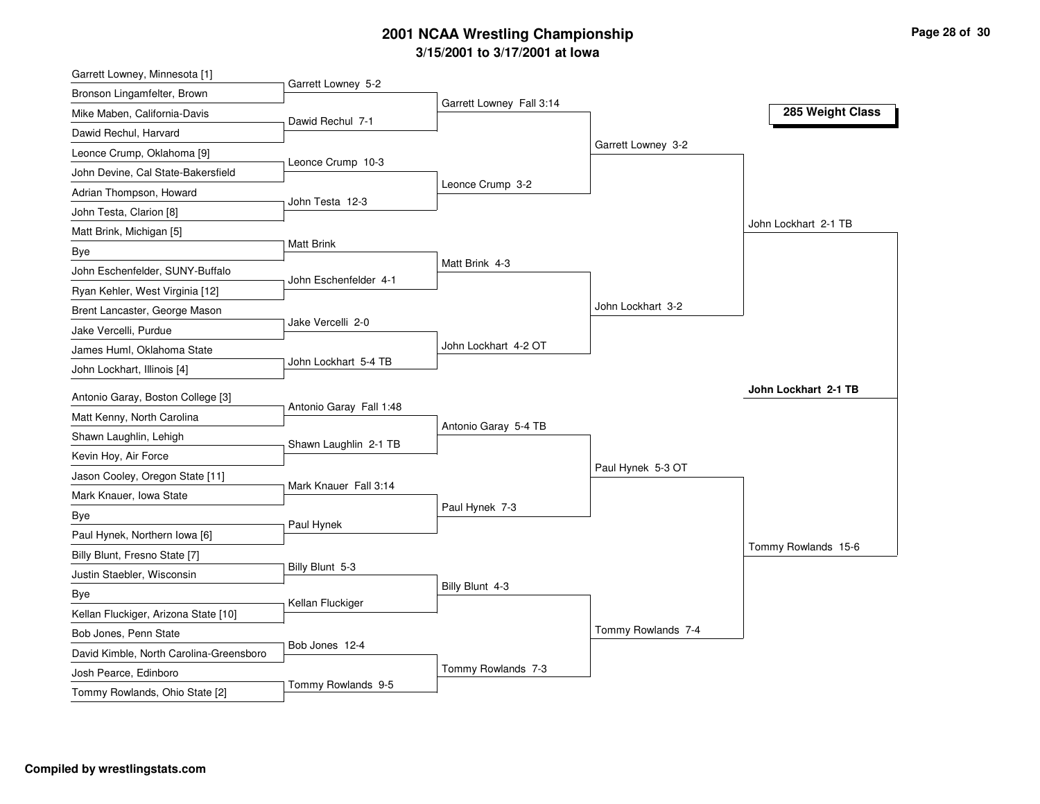# 2001 NCAA Wrestling Championship

## 3/15/2001 to 3/17/2001 at Iowa

### 285 Weight Class

**First Round**

- Garrett Lowney, Minnesota [1] vs. Bronson Lingamfelter, Brown — Garrett Lowney 5-2
- Mike Maben, California-Davis vs. Dawid Rechul, Harvard — Dawid Rechul 7-1
- Leonce Crump, Oklahoma [9] vs. John Devine, Cal State-Bakersfield — Leonce Crump 10-3
- Adrian Thompson, Howard vs. John Testa, Clarion [8] — John Testa 12-3
- Matt Brink, Michigan [5] vs. Bye — Matt Brink
- John Eschenfelder, SUNY-Buffalo vs. Ryan Kehler, West Virginia [12] — John Eschenfelder 4-1
- Brent Lancaster, George Mason vs. Jake Vercelli, Purdue — Jake Vercelli 2-0
- James Huml, Oklahoma State vs. John Lockhart, Illinois [4] — John Lockhart 5-4 TB
- Antonio Garay, Boston College [3] vs. Matt Kenny, North Carolina — Antonio Garay Fall 1:48
- Shawn Laughlin, Lehigh vs. Kevin Hoy, Air Force — Shawn Laughlin 2-1 TB
- Jason Cooley, Oregon State [11] vs. Mark Knauer, Iowa State — Mark Knauer Fall 3:14
- Bye vs. Paul Hynek, Northern Iowa [6] — Paul Hynek
- Billy Blunt, Fresno State [7] vs. Justin Staebler, Wisconsin — Billy Blunt 5-3
- Bye vs. Kellan Fluckiger, Arizona State [10] — Kellan Fluckiger
- Bob Jones, Penn State vs. David Kimble, North Carolina-Greensboro — Bob Jones 12-4
- Josh Pearce, Edinboro vs. Tommy Rowlands, Ohio State [2] — Tommy Rowlands 9-5

**Second Round**

- Garrett Lowney Fall 3:14
- Leonce Crump 3-2
- Matt Brink 4-3
- John Lockhart 4-2 OT
- Antonio Garay 5-4 TB
- Paul Hynek 7-3
- Billy Blunt 4-3
- Tommy Rowlands 7-3

**Quarterfinals**

- Garrett Lowney 3-2
- John Lockhart 3-2
- Paul Hynek 5-3 OT
- Tommy Rowlands 7-4

**Semifinals**

- John Lockhart 2-1 TB
- Tommy Rowlands 15-6

**Champion**

**John Lockhart 2-1 TB**

Compiled by wrestlingstats.com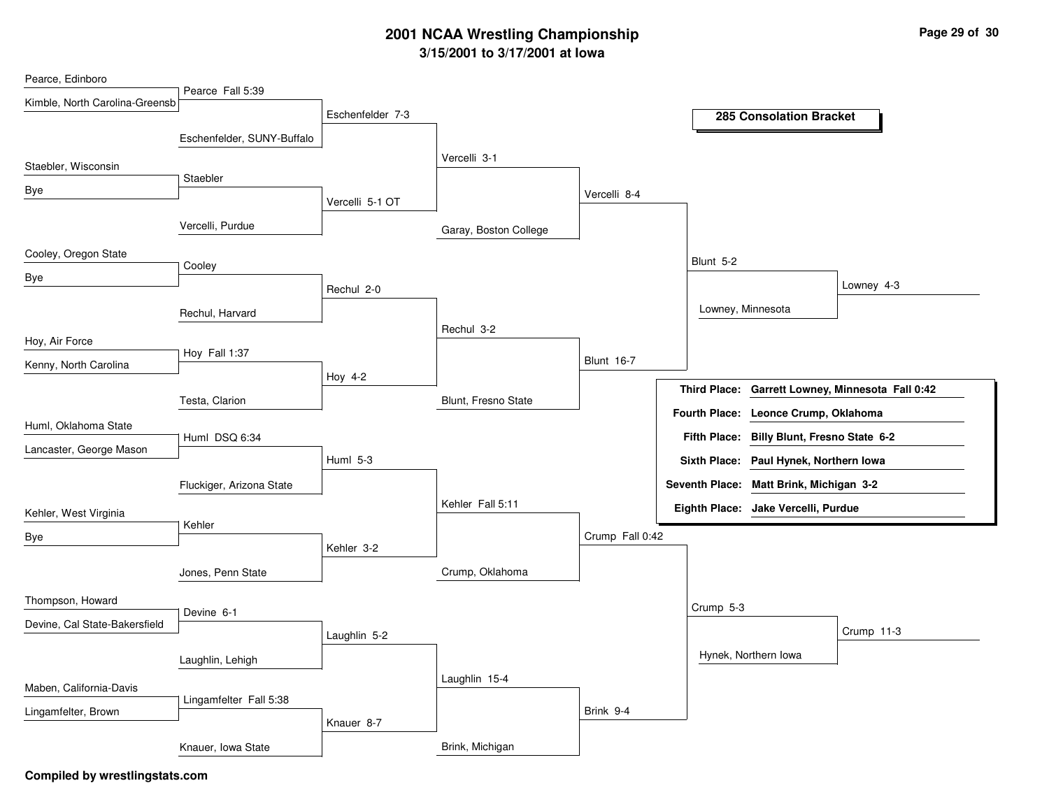# 2001 NCAA Wrestling Championship

**3/15/2001 to 3/17/2001 at Iowa**

## 285 Consolation Bracket

### Round 1

| Wrestler 1 | Wrestler 2 | Result |
| --- | --- | --- |
| Pearce, Edinboro | Kimble, North Carolina-Greensb | Pearce Fall 5:39 |
| Staebler, Wisconsin | Bye | Staebler |
| Cooley, Oregon State | Bye | Cooley |
| Hoy, Air Force | Kenny, North Carolina | Hoy Fall 1:37 |
| Huml, Oklahoma State | Lancaster, George Mason | Huml DSQ 6:34 |
| Kehler, West Virginia | Bye | Kehler |
| Thompson, Howard | Devine, Cal State-Bakersfield | Devine 6-1 |
| Maben, California-Davis | Lingamfelter, Brown | Lingamfelter Fall 5:38 |

### Round 2

| Wrestler 1 | Wrestler 2 | Result |
| --- | --- | --- |
| Pearce | Eschenfelder, SUNY-Buffalo | Eschenfelder 7-3 |
| Staebler | Vercelli, Purdue | Vercelli 5-1 OT |
| Cooley | Rechul, Harvard | Rechul 2-0 |
| Hoy | Testa, Clarion | Hoy 4-2 |
| Huml | Fluckiger, Arizona State | Huml 5-3 |
| Kehler | Jones, Penn State | Kehler 3-2 |
| Devine | Laughlin, Lehigh | Laughlin 5-2 |
| Lingamfelter | Knauer, Iowa State | Knauer 8-7 |

### Round 3

| Wrestler 1 | Wrestler 2 | Result |
| --- | --- | --- |
| Eschenfelder | Vercelli | Vercelli 3-1 |
| Rechul | Hoy | Rechul 3-2 |
| Huml | Kehler | Kehler Fall 5:11 |
| Laughlin | Knauer | Laughlin 15-4 |

### Round 4

| Wrestler 1 | Wrestler 2 | Result |
| --- | --- | --- |
| Vercelli | Garay, Boston College | Vercelli 8-4 |
| Rechul | Blunt, Fresno State | Blunt 16-7 |
| Kehler | Crump, Oklahoma | Crump Fall 0:42 |
| Laughlin | Brink, Michigan | Brink 9-4 |

### Quarterfinals

| Wrestler 1 | Wrestler 2 | Result |
| --- | --- | --- |
| Vercelli | Blunt | Blunt 5-2 |
| Crump | Brink | Crump 5-3 |

### Semifinals

| Wrestler 1 | Wrestler 2 | Result |
| --- | --- | --- |
| Blunt | Lowney, Minnesota | Lowney 4-3 |
| Crump | Hynek, Northern Iowa | Crump 11-3 |

### Final Placings

| Place | Result |
| --- | --- |
| Third Place: | Garrett Lowney, Minnesota Fall 0:42 |
| Fourth Place: | Leonce Crump, Oklahoma |
| Fifth Place: | Billy Blunt, Fresno State 6-2 |
| Sixth Place: | Paul Hynek, Northern Iowa |
| Seventh Place: | Matt Brink, Michigan 3-2 |
| Eighth Place: | Jake Vercelli, Purdue |

**Compiled by wrestlingstats.com**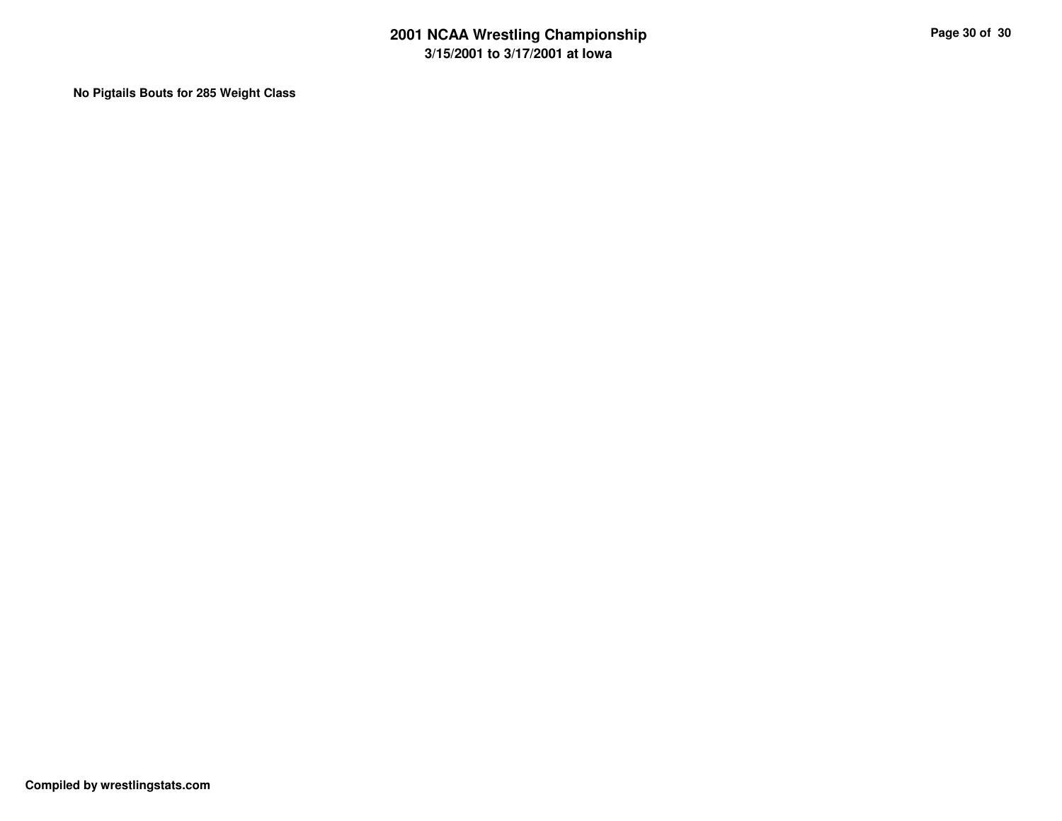**No Pigtails Bouts for 285 Weight Class**